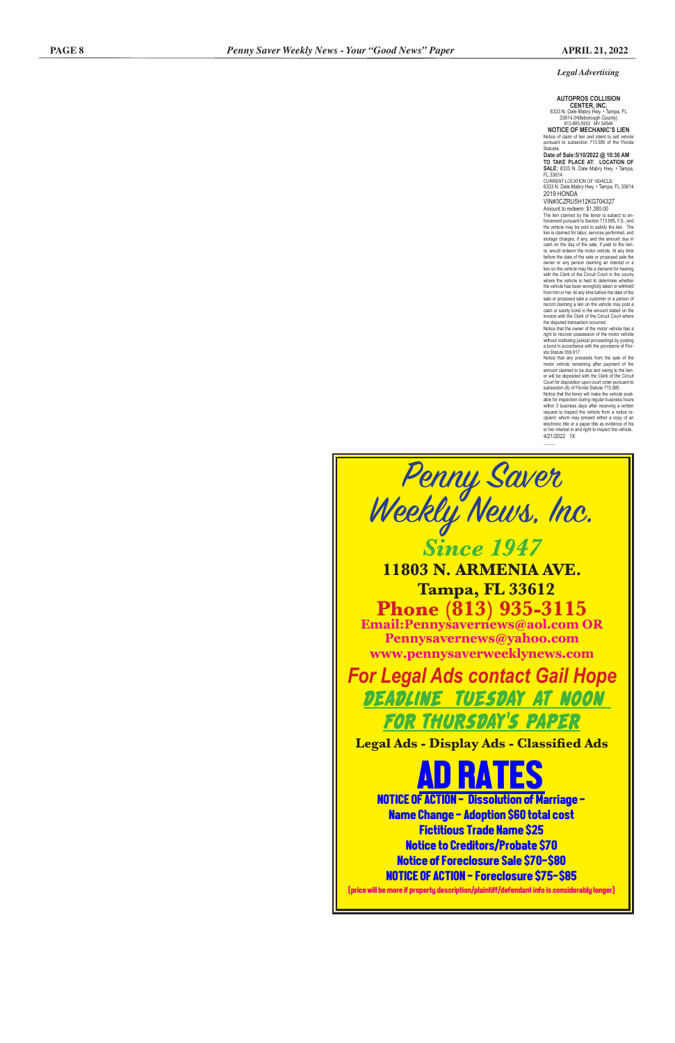*Legal Advertising*

**AUTOPROS COLLISION CENTER, INC.**
6333 N. Dale Mabry Hwy. • Tampa, FL 33614 (Hillsborough County)
813-885-5933 MV 54546

**NOTICE OF MECHANIC'S LIEN**

Notice of claim of lien and intent to sell vehicle pursuant to subsection 713.585 of the Florida Statutes.

**Date of Sale:5/10/2022 @ 10:30 AM**

**TO TAKE PLACE AT: LOCATION OF SALE:** 6333 N. Dale Mabry Hwy. • Tampa, FL 33614

CURRENT LOCATION OF VEHICLE:
6333 N. Dale Mabry Hwy. • Tampa, FL 33614

2019 HONDA
VIN#3CZRU5H12KG704327

Amount to redeem: $1,380.00

The lien claimed by the lienor is subject to enforcement pursuant to Section 713.585, F.S., and the vehicle may be sold to satisfy the lien. The lien is claimed for labor, services performed, and storage charges, if any, and the amount due in cash on the day of the sale, if paid to the lienor, would redeem the motor vehicle. At any time before the date of the sale or proposed sale the owner or any person claiming an interest or a lien on the vehicle may file a demand for hearing with the Clerk of the Circuit Court in the county where the vehicle is held to determine whether the vehicle has been wrongfully taken or withheld from him or her. At any time before the date of the sale or proposed sale a customer or a person of record claiming a lien on the vehicle may post a cash or surety bond in the amount stated on the invoice with the Clerk of the Circuit Court where the disputed transaction occurred.

Notice that the owner of the motor vehicle has a right to recover possession of the motor vehicle without instituting judicial proceedings by posting a bond in accordance with the provisions of Florida Statute 559.917.

Notice that any proceeds from the sale of the motor vehicle remaining after payment of the amount claimed to be due and owing to the lienor will be deposited with the Clerk of the Circuit Court for disposition upon court order pursuant to subsection (6) of Florida Statute 713.585.

Notice that the lienor will make the vehicle available for inspection during regular business hours within 3 business days after receiving a written request to inspect the vehicle from a notice recipient, whom may present either a copy of an electronic title or a paper title as evidence of his or her interest in and right to inspect the vehicle.

4/21/2022 1X

---

# Penny Saver Weekly News, Inc.

## Since 1947

**11803 N. ARMENIA AVE.**
**Tampa, FL 33612**

**Phone (813) 935-3115**

**Email:Pennysavernews@aol.com OR Pennysavernews@yahoo.com**

**www.pennysaverweeklynews.com**

***For Legal Ads contact Gail Hope***

**DEADLINE TUESDAY AT NOON FOR THURSDAY'S PAPER**

**Legal Ads - Display Ads - Classified Ads**

## AD RATES

**NOTICE OF ACTION - Dissolution of Marriage - Name Change - Adoption $60 total cost**

**Fictitious Trade Name $25**

**Notice to Creditors/Probate $70**

**Notice of Foreclosure Sale $70-$80**

**NOTICE OF ACTION - Foreclosure $75-$85**

(price will be more if property description/plaintiff/defendant info is considerably longer)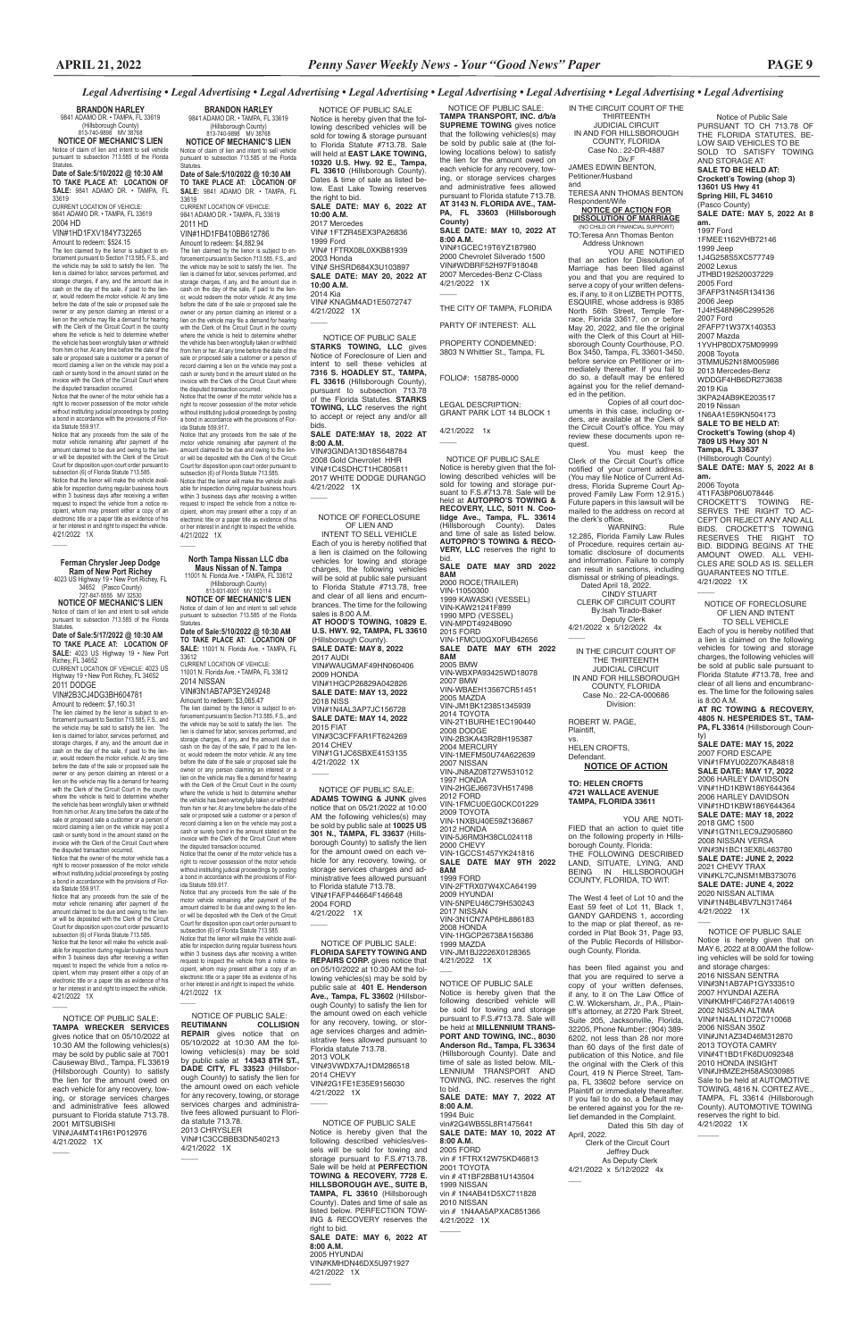*Legal Advertising • Legal Advertising • Legal Advertising • Legal Advertising • Legal Advertising • Legal Advertising • Legal Advertising • Legal Advertising*

**BRANDON HARLEY**
9841 ADAMO DR. • TAMPA, FL 33619
(Hillsborough County)
813-740-9898 MV 38768

**NOTICE OF MECHANIC'S LIEN**

Notice of claim of lien and intent to sell vehicle pursuant to subsection 713.585 of the Florida Statutes.

**Date of Sale:5/10/2022 @ 10:30 AM TO TAKE PLACE AT: LOCATION OF SALE:** 9841 ADAMO DR. • TAMPA, FL 33619

CURRENT LOCATION OF VEHICLE: 9841 ADAMO DR. • TAMPA, FL 33619

2004 HD
VIN#1HD1FXV184Y732265
Amount to redeem: $524.15

The lien claimed by the lienor is subject to enforcement pursuant to Section 713.585, F.S., and the vehicle may be sold to satisfy the lien. The lien is claimed for labor, services performed, and storage charges, if any, and the amount due in cash on the day of the sale, if paid to the lienor, would redeem the motor vehicle. At any time before the date of the sale or proposed sale the owner or any person claiming an interest or a lien on the vehicle may file a demand for hearing with the Clerk of the Circuit Court in the county where the vehicle is held to determine whether the vehicle has been wrongfully taken or withheld from him or her. At any time before the date of the sale or proposed sale a customer or a person of record claiming a lien on the vehicle may post a cash or surety bond in the amount stated on the invoice with the Clerk of the Circuit Court where the disputed transaction occurred.

Notice that the owner of the motor vehicle has a right to recover possession of the motor vehicle without instituting judicial proceedings by posting a bond in accordance with the provisions of Florida Statute 559.917.

Notice that any proceeds from the sale of the motor vehicle remaining after payment of the amount claimed to be due and owing to the lienor will be deposited with the Clerk of the Circuit Court for disposition upon court order pursuant to subsection (6) of Florida Statute 713.585.

Notice that the lienor will make the vehicle available for inspection during regular business hours within 3 business days after receiving a written request to inspect the vehicle from a notice recipient, whom may present either a copy of an electronic title or a paper title as evidence of his or her interest in and right to inspect the vehicle.

4/21/2022 1X

---

**Ferman Chrysler Jeep Dodge Ram of New Port Richey**
4023 US Highway 19 • New Port Richey, FL 34652 (Pasco County)
727-847-5555 MV 32530

**NOTICE OF MECHANIC'S LIEN**

Notice of claim of lien and intent to sell vehicle pursuant to subsection 713.585 of the Florida Statutes.

**Date of Sale:5/17/2022 @ 10:30 AM TO TAKE PLACE AT: LOCATION OF SALE:** 4023 US Highway 19 • New Port Richey, FL 34652

CURRENT LOCATION OF VEHICLE: 4023 US Highway 19 • New Port Richey, FL 34652

2011 DODGE
VIN#2B3CJ4DG3BH604781
Amount to redeem: $7,160.31

The lien claimed by the lienor is subject to enforcement pursuant to Section 713.585, F.S., and the vehicle may be sold to satisfy the lien. The lien is claimed for labor, services performed, and storage charges, if any, and the amount due in cash on the day of the sale, if paid to the lienor, would redeem the motor vehicle. At any time before the date of the sale or proposed sale the owner or any person claiming an interest or a lien on the vehicle may file a demand for hearing with the Clerk of the Circuit Court in the county where the vehicle is held to determine whether the vehicle has been wrongfully taken or withheld from him or her. At any time before the date of the sale or proposed sale a customer or a person of record claiming a lien on the vehicle may post a cash or surety bond in the amount stated on the invoice with the Clerk of the Circuit Court where the disputed transaction occurred.

Notice that the owner of the motor vehicle has a right to recover possession of the motor vehicle without instituting judicial proceedings by posting a bond in accordance with the provisions of Florida Statute 559.917.

Notice that any proceeds from the sale of the motor vehicle remaining after payment of the amount claimed to be due and owing to the lienor will be deposited with the Clerk of the Circuit Court for disposition upon court order pursuant to subsection (6) of Florida Statute 713.585.

Notice that the lienor will make the vehicle available for inspection during regular business hours within 3 business days after receiving a written request to inspect the vehicle from a notice recipient, whom may present either a copy of an electronic title or a paper title as evidence of his or her interest in and right to inspect the vehicle.

4/21/2022 1X

---

NOTICE OF PUBLIC SALE: **TAMPA WRECKER SERVICES** gives notice that on 05/10/2022 at 10:30 AM the following vehicles(s) may be sold by public sale at 7001 Causeway Blvd., Tampa, FL 33619 (Hillsborough County) to satisfy the lien for the amount owed on each vehicle for any recovery, towing, or storage services charges and administrative fees allowed pursuant to Florida statute 713.78.

2001 MITSUBISHI
VIN#JA4MT41R61P012976

4/21/2022 1X

---

**BRANDON HARLEY**
9841 ADAMO DR. • TAMPA, FL 33619
(Hillsborough County)
813-740-9898 MV 38768

**NOTICE OF MECHANIC'S LIEN**

Notice of claim of lien and intent to sell vehicle pursuant to subsection 713.585 of the Florida Statutes.

**Date of Sale:5/10/2022 @ 10:30 AM TO TAKE PLACE AT: LOCATION OF SALE:** 9841 ADAMO DR. • TAMPA, FL 33619

CURRENT LOCATION OF VEHICLE: 9841 ADAMO DR. • TAMPA, FL 33619

2011 HD
VIN#1HD1FB410BB612786
Amount to redeem: $4,882.94

The lien claimed by the lienor is subject to enforcement pursuant to Section 713.585, F.S., and the vehicle may be sold to satisfy the lien. The lien is claimed for labor, services performed, and storage charges, if any, and the amount due in cash on the day of the sale, if paid to the lienor, would redeem the motor vehicle. At any time before the date of the sale or proposed sale the owner or any person claiming an interest or a lien on the vehicle may file a demand for hearing with the Clerk of the Circuit Court in the county where the vehicle is held to determine whether the vehicle has been wrongfully taken or withheld from him or her. At any time before the date of the sale or proposed sale a customer or a person of record claiming a lien on the vehicle may post a cash or surety bond in the amount stated on the invoice with the Clerk of the Circuit Court where the disputed transaction occurred.

Notice that the owner of the motor vehicle has a right to recover possession of the motor vehicle without instituting judicial proceedings by posting a bond in accordance with the provisions of Florida Statute 559.917.

Notice that any proceeds from the sale of the motor vehicle remaining after payment of the amount claimed to be due and owing to the lienor will be deposited with the Clerk of the Circuit Court for disposition upon court order pursuant to subsection (6) of Florida Statute 713.585.

Notice that the lienor will make the vehicle available for inspection during regular business hours within 3 business days after receiving a written request to inspect the vehicle from a notice recipient, whom may present either a copy of an electronic title or a paper title as evidence of his or her interest in and right to inspect the vehicle.

4/21/2022 1X

---

**North Tampa Nissan LLC dba Maus Nissan of N. Tampa**
11001 N. Florida Ave. • TAMPA, FL 33612
(Hillsborough County)
813-931-6001 MV 103114

**NOTICE OF MECHANIC'S LIEN**

Notice of claim of lien and intent to sell vehicle pursuant to subsection 713.585 of the Florida Statutes.

**Date of Sale:5/10/2022 @ 10:30 AM TO TAKE PLACE AT: LOCATION OF SALE:** 11001 N. Florida Ave. • TAMPA, FL 33612

CURRENT LOCATION OF VEHICLE: 11001 N. Florida Ave. • TAMPA, FL 33612

2014 NISSAN
VIN#3N1AB7AP3EY249248
Amount to redeem: $3,065.47

The lien claimed by the lienor is subject to enforcement pursuant to Section 713.585, F.S., and the vehicle may be sold to satisfy the lien. The lien is claimed for labor, services performed, and storage charges, if any, and the amount due in cash on the day of the sale, if paid to the lienor, would redeem the motor vehicle. At any time before the date of the sale or proposed sale the owner or any person claiming an interest or a lien on the vehicle may file a demand for hearing with the Clerk of the Circuit Court in the county where the vehicle is held to determine whether the vehicle has been wrongfully taken or withheld from him or her. At any time before the date of the sale or proposed sale a customer or a person of record claiming a lien on the vehicle may post a cash or surety bond in the amount stated on the invoice with the Clerk of the Circuit Court where the disputed transaction occurred.

Notice that the owner of the motor vehicle has a right to recover possession of the motor vehicle without instituting judicial proceedings by posting a bond in accordance with the provisions of Florida Statute 559.917.

Notice that any proceeds from the sale of the motor vehicle remaining after payment of the amount claimed to be due and owing to the lienor will be deposited with the Clerk of the Circuit Court for disposition upon court order pursuant to subsection (6) of Florida Statute 713.585.

Notice that the lienor will make the vehicle available for inspection during regular business hours within 3 business days after receiving a written request to inspect the vehicle from a notice recipient, whom may present either a copy of an electronic title or a paper title as evidence of his or her interest in and right to inspect the vehicle.

4/21/2022 1X

---

NOTICE OF PUBLIC SALE: **REUTIMANN COLLISION REPAIR** gives notice that on 05/10/2022 at 10:30 AM the following vehicles(s) may be sold by public sale at **14343 8TH ST., DADE CITY, FL 33523** (Hillsborough County) to satisfy the lien for the amount owed on each vehicle for any recovery, towing, or storage services charges and administrative fees allowed pursuant to Florida statute 713.78.

2013 CHRYSLER
VIN#1C3CCBBB3DN540213

4/21/2022 1X

---

NOTICE OF PUBLIC SALE

Notice is hereby given that the following described vehicles will be sold for towing & storage pursuant to Florida Statute #713.78. Sale will held at **EAST LAKE TOWING, 10320 U.S. Hwy. 92 E., Tampa, FL 33610** (Hillsborough County). Dates & time of sale as listed below. East Lake Towing reserves the right to bid.

**SALE DATE: MAY 6, 2022 AT 10:00 A.M.**
2017 Mercedes
VIN# 1FTZR45EX3PA26836
1999 Ford
VIN# 1FTRX08L0XKB81939
2003 Honda
VIN# SHSRD684X3U103897

**SALE DATE: MAY 20, 2022 AT 10:00 A.M.**
2014 Kia
VIN# KNAGM4AD1E5072747

4/21/2022 1X

---

NOTICE OF PUBLIC SALE

**STARKS TOWING, LLC** gives Notice of Foreclosure of Lien and intent to sell these vehicles at **7316 S. HOADLEY ST., TAMPA, FL 33616** (Hillsborough County), pursuant to subsection 713.78 of the Florida Statutes. **STARKS TOWING, LLC** reserves the right to accept or reject any and/or all bids.

**SALE DATE:MAY 18, 2022 AT 8:00 A.M.**
VIN#3GNDA13D18S648784
2008 Gold Chevrolet HHR
VIN#1C4SDHCT1HC805811
2017 WHITE DODGE DURANGO

4/21/2022 1X

---

NOTICE OF FORECLOSURE OF LIEN AND INTENT TO SELL VEHICLE

Each of you is hereby notified that a lien is claimed on the following vehicles for towing and storage charges, the following vehicles will be sold at public sale pursuant to Florida Statute #713.78, free and clear of all liens and encumbrances. The time for the following sales is 8:00 A.M.

**AT HOOD'S TOWING, 10829 E. U.S. HWY. 92, TAMPA, FL 33610** (Hillsborough County).

**SALE DATE: MAY 8, 2022**
2017 AUDI
VIN#WAUGMAF49HN060406
2009 HONDA
VIN#1HGCP26829A042826

**SALE DATE: MAY 13, 2022**
2018 NISS
VIN#1N4AL3AP7JC156728

**SALE DATE: MAY 14, 2022**
2015 FIAT
VIN#3C3CFFAR1FT624269
2014 CHEV
VIN#1G1JC6SBXE4153135

4/21/2022 1X

---

NOTICE OF PUBLIC SALE: **ADAMS TOWING & JUNK** gives notice that on 05/21/2022 at 10:00 AM the following vehicles(s) may be sold by public sale at **10025 US 301 N., TAMPA, FL 33637** (Hillsborough County) to satisfy the lien for the amount owed on each vehicle for any recovery, towing, or storage services charges and administrative fees allowed pursuant to Florida statute 713.78.

VIN#1FAFP44664F146648
2004 FORD

4/21/2022 1X

---

NOTICE OF PUBLIC SALE: **FLORIDA SAFETY TOWING AND REPAIRS CORP.** gives notice that on 05/10/2022 at 10:30 AM the following vehicles(s) may be sold by public sale at **401 E. Henderson Ave., Tampa, FL 33602** (Hillsborough County) to satisfy the lien for the amount owed on each vehicle for any recovery, towing, or storage services charges and administrative fees allowed pursuant to Florida statute 713.78.

2013 VOLK
VIN#3VWDX7AJ1DM286518
2014 CHEVY
VIN#2G1FE1E35E9156030

4/21/2022 1X

---

NOTICE OF PUBLIC SALE

Notice is hereby given that the following described vehicles/vessels will be sold for towing and storage pursuant to F.S.#713.78. Sale will be held at **PERFECTION TOWING & RECOVERY, 7728 E. HILLSBOROUGH AVE., SUITE B, TAMPA, FL 33610** (Hillsborough County). Dates and time of sale as listed below. PERFECTION TOWING & RECOVERY reserves the right to bid.

**SALE DATE: MAY 6, 2022 AT 8:00 A.M.**
2005 HYUNDAI
VIN#KMHDN46DX5U971927

4/21/2022 1X

---

NOTICE OF PUBLIC SALE: **TAMPA TRANSPORT, INC. d/b/a SUPREME TOWING** gives notice that the following vehicle(s) may be sold by public sale at (the following locations below) to satisfy the lien for the amount owed on each vehicle for any recovery, towing, or storage services charges and administrative fees allowed pursuant to Florida statute 713.78. **AT 3143 N. FLORIDA AVE., TAMPA, FL 33603 (Hillsborough County)**

**SALE DATE: MAY 10, 2022 AT 8:00 A.M.**
VIN#1GCEC19T6YZ187980
2000 Chevrolet Silverado 1500
VIN#WDBRF52H97F918048
2007 Mercedes-Benz C-Class

4/21/2022 1X

---

THE CITY OF TAMPA, FLORIDA

PARTY OF INTEREST: ALL

PROPERTY CONDEMNED: 3803 N Whittier St., Tampa, FL

FOLIO#: 158785-0000

LEGAL DESCRIPTION: GRANT PARK LOT 14 BLOCK 1

4/21/2022 1x

---

NOTICE OF PUBLIC SALE

Notice is hereby given that the following described vehicles will be sold for towing & storage pursuant to F.S.#713.78. Sale will be held at **AUTOPRO'S TOWING & RECOVERY, LLC, 5011 N. Coolidge Ave., Tampa, FL 33614** (Hillsborough County). Dates and time of sale as listed below. **AUTOPRO'S TOWING & RECOVERY, LLC** reserves the right to bid.

**SALE DATE MAY 3RD 2022 8AM**
2000 ROCE(TRAILER)
VIN-11050300
1999 KAWASKI (VESSEL)
VIN-KAW21241F899
1990 MPD (VESSEL)
VIN-MPDT4924B090
2015 FORD
VIN-1FMCU0GX0FUB42656

**SALE DATE MAY 6TH 2022 8AM**
2005 BMW
VIN-WBXPA93425WD18078
2007 BMW
VIN-WBAEH13567CR51451
2005 MAZDA
VIN-JM1BK123851345939
2014 TOYOTA
VIN-2T1BURHE1EC190440
2008 DODGE
VIN-2B3KA43R28H195387
2004 MERCURY
VIN-1MEFM50U74A622639
2007 NISSAN
VIN-JN8AZ08T27W531012
1997 HONDA
VIN-2HGEJ6673VH517498
2012 FORD
VIN-1FMCU0EG0CKC01229
2009 TOYOTA
VIN-1NXBU40E59Z136867
2012 HONDA
VIN-5J6RM3H38CL024118
2000 CHEVY
VIN-1GCCS1457YK241816

**SALE DATE MAY 9TH 2022 8AM**
1999 FORD
VIN-2FTRX07W4XCA64199
2009 HYUNDAI
VIN-5NPEU46C79H530243
2017 NISSAN
VIN-3N1CN7AP6HL886183
2008 HONDA
VIN-1HGCP26738A156386
1999 MAZDA
VIN-JM1BJ2226X0128365

4/21/2022 1X

---

NOTICE OF PUBLIC SALE

Notice is hereby given that the following described vehicle will be sold for towing and storage pursuant to F.S.#713.78. Sale will be held at **MILLENNIUM TRANSPORT AND TOWING, INC., 8030 Anderson Rd., Tampa, FL 33634** (Hillsborough County). Date and time of sale as listed below. MILLENNIUM TRANSPORT AND TOWING, INC. reserves the right to bid.

**SALE DATE: MAY 7, 2022 AT 8:00 A.M.**
1994 Buic
vin#2G4WB55L8R1475641

**SALE DATE: MAY 10, 2022 AT 8:00 A.M.**
2005 FORD
vin # 1FTRX12W75KD46813
2001 TOYOTA
vin # 4T1BF28B81U143504
1999 NISSAN
vin # 1N4AB41D5XC711828
2010 NISSAN
vin # 1N4AA5APXAC851366

4/21/2022 1X

---

IN THE CIRCUIT COURT OF THE THIRTEENTH JUDICIAL CIRCUIT IN AND FOR HILLSBOROUGH COUNTY, FLORIDA
Case No.: 22-DR-4887
Div.F

JAMES EDWIN BENTON,
Petitioner/Husband
and
TERESA ANN THOMAS BENTON
Respondent/Wife

**NOTICE OF ACTION FOR DISSOLUTION OF MARRIAGE**
(NO CHILD OR FINANCIAL SUPPORT)

TO:Teresa Ann Thomas Benton
Address Unknown

YOU ARE NOTIFIED that an action for Dissolution of Marriage has been filed against you and that you are required to serve a copy of your written defenses, if any, to it on LIZBETH POTTS, ESQUIRE, whose address is 9385 North 56th Street, Temple Terrace, Florida 33617, on or before May 20, 2022, and file the original with the clerk of this Court at Hillsborough County Courthouse, P.O. Box 3450, Tampa, FL 33601-3450, before service on Petitioner or immediately thereafter. If you fail to do so, a default may be entered against you for the relief demanded in the petition.

Copies of all court documents in this case, including orders, are available at the Clerk of the Circuit Court's office. You may review these documents upon request.

You must keep the Clerk of the Circuit Court's office notified of your current address. (You may file Notice of Current Address, Florida Supreme Court Approved Family Law Form 12.915.) Future papers in this lawsuit will be mailed to the address on record at the clerk's office.

WARNING: Rule 12.285, Florida Family Law Rules of Procedure, requires certain automatic disclosure of documents and information. Failure to comply can result in sanctions, including dismissal or striking of pleadings.

Dated April 18, 2022.

CINDY STUART
CLERK OF CIRCUIT COURT
By:Isah Tirado-Baker
Deputy Clerk

4/21/2022 x 5/12/2022 4x

---

IN THE CIRCUIT COURT OF THE THIRTEENTH JUDICIAL CIRCUIT IN AND FOR HILLSBOROUGH COUNTY, FLORIDA
Case No.: 22-CA-000686
Division:

ROBERT W. PAGE,
Plaintiff,
vs.
HELEN CROFTS,
Defendant.

**NOTICE OF ACTION**

**TO: HELEN CROFTS
4721 WALLACE AVENUE
TAMPA, FLORIDA 33611**

YOU ARE NOTIFIED that an action to quiet title on the following property in Hillsborough County, Florida:

THE FOLLOWING DESCRIBED LAND, SITUATE, LYING, AND BEING IN HILLSBOROUGH COUNTY, FLORIDA, TO WIT:

The West 4 feet of Lot 10 and the East 59 feet of Lot 11, Block 1, GANDY GARDENS 1, according to the map or plat thereof, as recorded in Plat Book 31, Page 93, of the Public Records of Hillsborough County, Florida.

has been filed against you and that you are required to serve a copy of your written defenses, if any, to it on The Law Office of C.W. Wickersham, Jr., P.A., Plaintiff's attorney, at 2720 Park Street, Suite 205, Jacksonville, Florida, 32205, Phone Number: (904) 389-6202, not less than 28 nor more than 60 days of the first date of publication of this Notice, and file the original with the Clerk of this Court, 419 N Pierce Street, Tampa, FL 33602 before service on Plaintiff or immediately thereafter. If you fail to do so, a Default may be entered against you for the relief demanded in the Complaint.

Dated this 5th day of April, 2022.

Clerk of the Circuit Court
Jeffrey Duck
As Deputy Clerk

4/21/2022 x 5/12/2022 4x

---

Notice of Public Sale

PURSUANT TO CH 713.78 OF THE FLORIDA STATUTES, BELOW SAID VEHICLES TO BE SOLD TO SATISFY TOWING AND STORAGE AT:

**SALE TO BE HELD AT: Crockett's Towing (shop 3) 13601 US Hwy 41 Spring Hill, FL 34610** (Pasco County)

**SALE DATE: MAY 5, 2022 At 8 am.**
1997 Ford
1FMEE1162VHB72146
1999 Jeep
1J4G258S5XC577749
2002 Lexus
JTHBD192520037229
2005 Ford
3FAFP31N45R134136
2006 Jeep
1J4HS48N96C299526
2007 Ford
2FAFP71W37X140353
2007 Mazda
1YVHP80DX75M09999
2008 Toyota
3TMMU52N18M005986
2013 Mercedes-Benz
WDDGF4HB6DR273638
2019 Kia
3KPA24AB9KE203517
2019 Nissan
1N6AA1E59KN504173

**SALE TO BE HELD AT: Crockett's Towing (shop 4) 7809 US Hwy 301 N Tampa, FL 33637** (Hillsborough County)

**SALE DATE: MAY 5, 2022 At 8 am.**
2006 Toyota
4T1FA38P06U078446

CROCKETT'S TOWING RESERVES THE RIGHT TO ACCEPT OR REJECT ANY AND ALL BIDS. CROCKETT'S TOWING RESERVES THE RIGHT TO BID. BIDDING BEGINS AT THE AMOUNT OWED. ALL VEHICLES ARE SOLD AS IS. SELLER GUARANTEES NO TITLE.

4/21/2022 1X

---

NOTICE OF FORECLOSURE OF LIEN AND INTENT TO SELL VEHICLE

Each of you is hereby notified that a lien is claimed on the following vehicles for towing and storage charges, the following vehicles will be sold at public sale pursuant to Florida Statute #713.78, free and clear of all liens and encumbrances. The time for the following sales is 8:00 A.M.

**AT RC TOWING & RECOVERY, 4805 N. HESPERIDES ST., TAMPA, FL 33614** (Hillsborough County)

**SALE DATE: MAY 15, 2022**
2007 FORD ESCAPE
VIN#1FMYU02Z07KA84818

**SALE DATE: MAY 17, 2022**
2006 HARLEY DAVIDSON
VIN#1HD1KBW186Y644364
2006 HARLEY DAVIDSON
VIN#1HD1KBW186Y644364

**SALE DATE: MAY 18, 2022**
2018 GMC 1500
VIN#1GTN1LEC9JZ905860
2008 NISSAN VERSA
VIN#3N1BC13EX8L463780

**SALE DATE: JUNE 2, 2022**
2021 CHEVY TRAX
VIN#KL7CJNSM1MB373076

**SALE DATE: JUNE 4, 2022**
2020 NISSAN ALTIMA
VIN#1N4BL4BV7LN317464

4/21/2022 1X

---

NOTICE OF PUBLIC SALE

Notice is hereby given that on MAY 6, 2022 at 8:00AM the following vehicles will be sold for towing and storage charges:

2016 NISSAN SENTRA
VIN#3N1AB7AP1GY333510
2007 HYUNDAI AZERA
VIN#KMHFC46F27A140619
2002 NISSAN ALTIMA
VIN#1N4AL11D72C710068
2006 NISSAN 350Z
VIN#JN1AZ34D46M312870
2013 TOYOTA CAMRY
VIN#4T1BD1FK6DU092348
2010 HONDA INSIGHT
VIN#JHMZE2H58AS030985

Sale to be held at AUTOMOTIVE TOWING, 4816 N. CORTEZ AVE., TAMPA, FL 33614 (Hillsborough County). AUTOMOTIVE TOWING reserves the right to bid.

4/21/2022 1X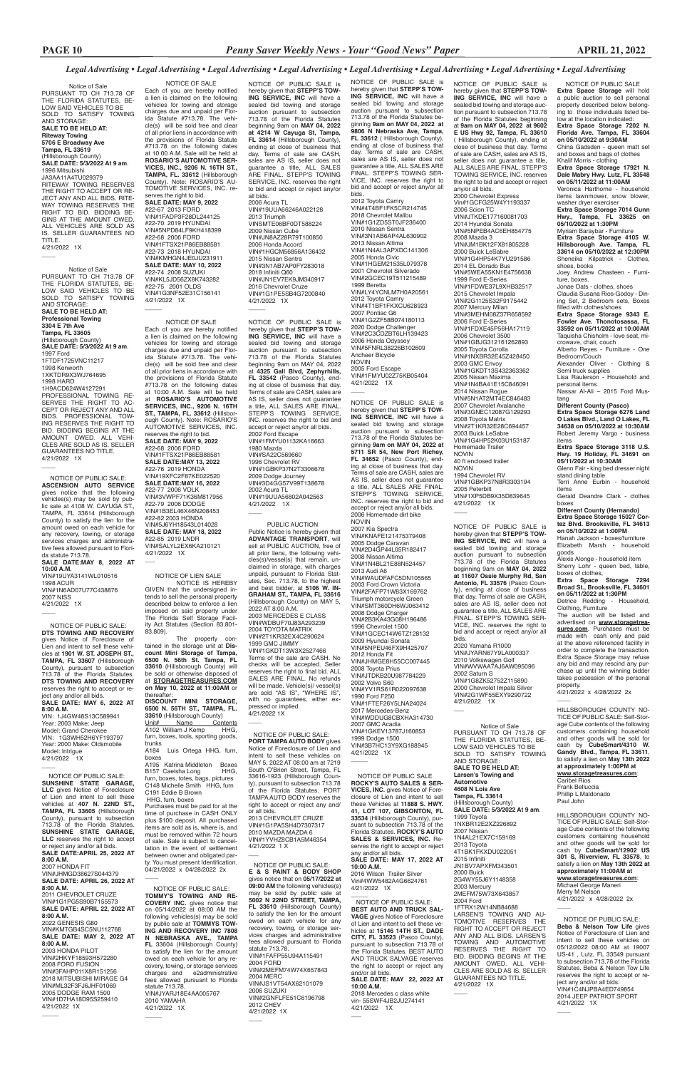*Legal Advertising • Legal Advertising • Legal Advertising • Legal Advertising • Legal Advertising • Legal Advertising • Legal Advertising • Legal Advertising*

Notice of Sale
PURSUANT TO CH 713.78 OF THE FLORIDA STATUTES, BELOW SAID VEHICLES TO BE SOLD TO SATISFY TOWING AND STORAGE:
**SALE TO BE HELD AT:**
**Riteway Towing**
**5706 E Broadway Ave**
**Tampa, FL 33619**
(Hillsborough County)
**SALE DATE: 5/3/2022 At 9 am**.
1996 Mitsubishi
JA3AA11A4TU029379
RITEWAY TOWING RESERVES THE RIGHT TO ACCEPT OR REJECT ANY AND ALL BIDS. RITEWAY TOWING RESERVES THE RIGHT TO BID. BIDDING BEGINS AT THE AMOUNT OWED. ALL VEHICLES ARE SOLD AS IS. SELLER GUARANTEES NO TITLE.
4/21/2022 1X

Notice of Sale
PURSUANT TO CH 713.78 OF THE FLORIDA STATUTES, BELOW SAID VEHICLES TO BE SOLD TO SATISFY TOWING AND STORAGE:
**SALE TO BE HELD AT:**
**Professional Towing**
**3304 E 7th Ave**
**Tampa, FL 33605**
(Hillsborough County)
**SALE DATE: 5/3/2022 At 9 am**.
1997 Ford
1FTDF1725VNC11217
1998 Kenworth
1XKTDR9X3WJ764695
1998 HARD
1H9ACD624W4127291
PROFESSIONAL TOWING RESERVES THE RIGHT TO ACCEPT OR REJECT ANY AND ALL BIDS. PROFESSIONAL TOWING RESERVES THE RIGHT TO BID. BIDDING BEGINS AT THE AMOUNT OWED. ALL VEHICLES ARE SOLD AS IS. SELLER GUARANTEES NO TITLE.
4/21/2022 1X

NOTICE OF PUBLIC SALE: **ASCENSION AUTO SERVICE** gives notice that the following vehicles(s) may be sold by public sale at 4108 W. CAYUGA ST., TAMPA, FL 33614 (Hillsborough County) to satisfy the lien for the amount owed on each vehicle for any recovery, towing, or storage services charges and administrative fees allowed pursuant to Florida statute 713.78.
**SALE DATE:MAY 8, 2022 AT 10:00 A.M.**
VIN#19UYA3141WL010516
1998 ACUR
VIN#1N6AD07U77C438876
2007 NISS
4/21/2022 1X

NOTICE OF PUBLIC SALE: **DTS TOWING AND RECOVERY** gives Notice of Foreclosure of Lien and intent to sell these vehicles at **1901 W. ST. JOSEPH ST., TAMPA, FL 33607** (Hillsborough County), pursuant to subsection 713.78 of the Florida Statutes. **DTS TOWING AND RECOVERY** reserves the right to accept or reject any and/or all bids.
**SALE DATE: MAY 6, 2022 AT 8:00 A.M.**
VIN: 1J4GW48S13C589941
Year: 2003 Make: Jeep
Model: Grand Cherokee
VIN: 1G3WH52H6YF193797
Year: 2000 Make: Oldsmobile
Model: Intrigue
4/21/2022 1X

NOTICE OF PUBLIC SALE: **SUNSHINE STATE GARAGE, LLC** gives Notice of Foreclosure of Lien and intent to sell these vehicles at **407 N. 22ND ST., TAMPA, FL 33605** (Hillsborough County), pursuant to subsection 713.78 of the Florida Statutes. **SUNSHINE STATE GARAGE, LLC** reserves the right to accept or reject any and/or all bids.
**SALE DATE:APRIL 25, 2022 AT 8:00 A.M.**
2007 HONDA FIT
VIN#JHMGD38627S044379
**SALE DATE: APRIL 26, 2022 AT 8:00 A.M.**
2011 CHEVROLET CRUZE
VIN#1G1PG5S90B7155573
**SALE DATE: APRIL 22, 2022 AT 8:00 A.M.**
2022 GENESIS G80
VIN#KMTGB4SC5NU112768
**SALE DATE: MAY 2, 2022 AT 8:00 A.M.**
2003 HONDA PILOT
VIN#2HKYF18593H572280
2008 FORD FUSION
VIN#3FAHP01X8R151256
2018 MITSUBISHI MIRAGE G4
VIN#ML32F3FJ6JHF01069
2005 DODGE RAM 1500
VIN#1D7HA18D95S259410
4/21/2022 1X

NOTICE OF SALE
Each of you are hereby notified a lien is claimed on the following vehicles for towing and storage charges due and unpaid per Florida Statute #713.78. The vehicle(s) will be sold free and clear of all prior liens in accordance with the provisions of Florida Statute #713.78 on the following dates at 10:00 A.M. Sale will be held at **ROSARIO'S AUTOMOTIVE SERVICES, INC., 9206 N. 16TH ST., TAMPA, FL. 33612** (Hillsborough County). Note: ROSARIO'S AUTOMOTIVE SERVICES, INC. reserves the right to bid.
**SALE DATE: MAY 9, 2022**
#22-67 2013 FORD
VIN#1FADP3F28DL244125
#22-70 2019 HYUNDAI
VIN#5NPD84LF9KH418399
#22-68 2006 FORD
VIN#1FTSX21P86EB88581
#22-73 2018 HYUNDAI
VIN#KMHCN4JE0JU231911
**SALE DATE: MAY 10, 2022**
#22-74 2008 SUZUKI
VIN#KL5JD56Z08K743282
#22-75 2001 OLDS
VIN#1G3NF52E31C156141
4/21/2022 1X

NOTICE OF SALE
Each of you are hereby notified a lien is claimed on the following vehicles for towing and storage charges due and unpaid per Florida Statute #713.78. The vehicle(s) will be sold free and clear of all prior liens in accordance with the provisions of Florida Statute #713.78 on the following dates at 10:00 A.M. Sale will be held at **ROSARIO'S AUTOMOTIVE SERVICES, INC., 9206 N. 16TH ST., TAMPA, FL. 33612** (Hillsborough County). Note: ROSARIO'S AUTOMOTIVE SERVICES, INC. reserves the right to bid.
**SALE DATE: MAY 9, 2022**
#22-68 2006 FORD
VIN#1FTSX21P86EB88581
**SALE DATE:MAY 13, 2022**
#22-76 2019 HONDA
VIN#19XFC2F87KE022520
**SALE DATE:MAY 16, 2022**
#22-77 2006 VOLK
VIN#3VWPF71K36M817956
#22-79 2006 DODGE
VIN#1B3EL46X46N208453
#22-82 2003 HONDA
VIN#5J6YH18543L014028
**SALE DATE: MAY 18, 2022**
#22-85 2019 LNDR
VIN#SALYL2EX8KA210121
4/21/2022 1X

NOTICE OF LIEN SALE
NOTICE IS HEREBY GIVEN that the undersigned intends to sell the personal property described below to enforce a lien imposed on said property under the Florida Self Storage Facility Act Statutes (Section 83.801-83.809).

The property contained in the storage unit at **Discount Mini Storage of Tampa, 6500 N. 56th St. Tampa, FL 33610** (Hillsborough County) will be sold or otherwise disposed of at **STORAGETREASURES.COM on May 10, 2022 at 11:00AM** or thereafter:
**DISCOUNT MINI STORAGE, 6500 N. 56TH ST., TAMPA, FL. 33610** (Hillsborough County)

| Unit# | Name | Contents |
|---|---|---|
| A102 | William J Kemp | HHG, furn, boxes, tools, sporting goods, trunks |
| A184 | Luis Ortega | HHG, furn, boxes |
| A195 | Katrina Middleton | Boxes |
| B157 | Caesha Long | HHG, furn, boxes, totes, bags, pictures |
| C148 | Michelle Smith | HHG, furn |
| C191 | Eddie B Brown | HHG, furn, boxes |

Purchases must be paid for at the time of purchase in CASH ONLY plus $100 deposit. All purchased items are sold as is, where is, and must be removed within 72 hours of sale. Sale is subject to cancellation in the event of settlement between owner and obligated party. You must present Identification.
04/21/2022 x 04/28/2022 2x

NOTICE OF PUBLIC SALE: **TOMMY'S TOWING AND RECOVERY INC.** gives notice that on 05/14/2022 at 08:00 AM the following vehicles(s) may be sold by public sale at **TOMMYS TOWING AND RECOVERY INC 7808 N NEBRASKA AVE., TAMPA FL** 33604 (Hillsborough County) to satisfy the lien for the amount owed on each vehicle for any recovery, towing, or storage services charges and e2administrative fees allowed pursuant to Florida statute 713.78.
VIN#JYARJ18E4AA005767
2010 YAMAHA
4/21/2022 1X

NOTICE OF PUBLIC SALE is hereby given that **STEPP'S TOWING SERVICE, INC** will have a sealed bid towing and storage auction pursuant to subsection 713.78 of the Florida Statutes beginning 9am on **MAY 04, 2022 at 4214 W Cayuga St, Tampa, FL 33614** (Hillsborough County), ending at close of business that day. Terms of sale are CASH, sales are AS IS, seller does not guarantee a title, ALL SALES ARE FINAL. STEPP'S TOWING SERVICE, INC. reserves the right to bid and accept or reject any/or all bids.
2006 Acura TL
VIN#19UUA66246A022128
2013 Triumph
VINSMTE06BF0DT588224
2009 Nissan Cube
VIN#JN8AZ28R79T100850
2006 Honda Accord
VIN#1HGCM56856A136432
2015 Nissan Sentra
VIN#3N1AB7AP0FY283018
2018 Infiniti Q60
VIN#JN1EV7EK3JM340917
2016 Chevrolet Cruze
VIN#1G1PE5SB4G7200840
4/21/2022 1X

NOTICE OF PUBLIC SALE is hereby given that **STEPP'S TOWING SERVICE, INC** will have a sealed bid towing and storage auction pursuant to subsection 713.78 of the Florida Statutes beginning 9am on MAY 04, 2022 at **4325 Gall Blvd, Zephyrhills, FL 33542** (Pasco County), ending at close of business that day. Terms of sale are CASH, sales are AS IS, seller does not guarantee a title, ALL SALES ARE FINAL. STEPP'S TOWING SERVICE, INC. reserves the right to bid and accept or reject any/or all bids.
2002 Ford Escape
VIN#1FMYU01132KA16663
1980 Mazda
VIN#SA22C569660
1996 Chevrolet RV
VIN#1GBKP37N2T3306678
2009 Dodge Journey
VIN#3D4GG57V99T138678
2002 Acura TL
VIN#19UUA56802A042563
4/21/2022 1X

PUBLIC AUCTION
Public Notice is hereby given that **ADVANTAGE TRANSPORT**, will sell at PUBLIC AUCTION, free of all prior liens, the following vehicles(s)/vessel(s) that remain unclaimed in storage, with charges unpaid, pursuant to Florida Statutes, Sec. 713.78, to the highest and best bidder, at **5106 W. INGRAHAM ST., TAMPA, FL 33616** (Hillsborough County) on MAY 5, 2022 AT 8:00 A.M.
2003 MERCEDES E CLASS
VIN#WDBUF70J83A293239
2004 TOYOTA MATRIX
VIN#2T1KR32EX4C290624
1999 GMC JIMMY
VIN#1GKDT13W3X2527466
Terms of the sale are CASH. No checks will be accepted. Seller reserves the right to final bid. ALL SALES ARE FINAL. No refunds will be made. Vehicle(s)/ vessel(s) are sold "AS IS", "WHERE IS", with no guarantees, either expressed or implied.
4/21/2022 1X

NOTICE OF PUBLIC SALE: **PORT TAMPA AUTO BODY** gives Notice of Foreclosure of Lien and intent to sell these vehicles on MAY 5, 2022 AT 08:00 am at 7219 South O'Brien Street, Tampa, FL 33616-1923 (Hillsborough County), pursuant to subsection 713.78 of the Florida Statutes. PORT TAMPA AUTO BODY reserves the right to accept or reject any and/ or all bids.
2013 CHEVROLET CRUZE
VIN#1G1PA5SH4D7307317
2010 MAZDA MAZDA 6
VIN#1YVHZ8CB1A5M46354
4/21/2022 1 X

NOTICE OF PUBLIC SALE: **E & S PAINT & BODY SHOP** gives notice that on **05/17/2022 at 09:00 AM** the following vehicles(s) may be sold by public sale at **5002 N 22ND STREET, TAMPA, FL 33610** (Hillsborough County) to satisfy the lien for the amount owed on each vehicle for any recovery, towing, or storage services charges and administrative fees allowed pursuant to Florida statute 713.78.
VIN#1FAFP55U94A115491
2004 FORD
VIN#2MEFM74W74X657843
2004 MERC
VIN#JS1VT54AX62101079
2006 SUZUKI
VIN#2GNFLFE51C6196798
2012 CHEV
4/21/2022 1X

NOTICE OF PUBLIC SALE is hereby given that **STEPP'S TOWING SERVICE, INC** will have a sealed bid towing and storage auction pursuant to subsection 713.78 of the Florida Statutes beginning **9am on MAY 04, 2022 at 9806 N Nebraska Ave, Tampa, FL 33612** ( Hillsborough County), ending at close of business that day. Terms of sale are CASH, sales are AS IS, seller does not guarantee a title, ALL SALES ARE FINAL. STEPP'S TOWING SERVICE, INC. reserves the right to bid and accept or reject any/or all bids.
2012 Toyota Camry
VIN#4T4BF1FK5CR214745
2018 Chevrolet Malibu
VIN#1G1ZD5ST0JF236400
2010 Nissan Sentra
VIN#3N1AB6AP4AL630902
2013 Nissan Altima
VIN#1N4AL3APXDC141306
2005 Honda Civic
VIN#1HGEM21535L079378
2001 Chevrolet Silverado
VIN#2GCEC19T511215489
1999 Beretta
VIN#LY4YCNLM7H0A20561
2012 Toyota Camry
VIN#4T1BF1FKXCU628923
2007 Pontiac G6
VIN#1G2ZF58B074180113
2020 Dodge Challenger
VIN#2C3CDZBT6LH139423
2006 Honda Odyssey
VIN#5FNRL38226B102609
Ancheer Bicycle
NOVIN
2005 Ford Escape
VIN#1FMYU02Z75KB05404
4/21/2022 1X

NOTICE OF PUBLIC SALE is hereby given that **STEPP'S TOWING SERVICE, INC** will have a sealed bid towing and storage auction pursuant to subsection 713.78 of the Florida Statutes beginning **9am on MAY 04, 2022 at 5711 SR 54, New Port Richey, FL 34652** (Pasco County), ending at close of business that day. Terms of sale are CASH, sales are AS IS, seller does not guarantee a title, ALL SALES ARE FINAL. STEPP'S TOWING SERVICE, INC. reserves the right to bid and accept or reject any/or all bids.
2006 Homemade dirt bike
NOVIN
2007 Kia Spectra
VIN#KNAFE121475379408
2005 Dodge Caravan
VIN#2D4GP44L05R182417
2008 Nissan Altima
VIN#1N4BL21E88N524457
2013 Audi A6
VIN#WAUDFAFC5DN105565
2003 Ford Crown Victoria
VIN#2FAFP71W83X169762
Triumph motorcycle Green
VIN#SMT360DH6WJ063412
2008 Dodge Charger
VIN#2B3KA43G08H196486
1996 Chevrolet 1500
VIN#1GCEC14W6TZ128132
2009 Hyundai Sonata
VIN#5NPEU46FX9H425707
2012 Honda Fit
VIN#JHMGE8H55CC007445
2008 Toyota Prius
VIN#JTDKB20U987784229
2002 Volvo S60
VIN#YV1RS61R022097638
1990 Ford F250
VIN#1FTEF26Y5LNA24024
2017 Mercedes-Benz
VIN#WDDUG8CBXHA314730
2007 GMC Acadia
VIN#1GKEV13787J160853
1999 Dodge 1500
VIN#3B7HC13Y9XG188945
4/21/2022 1X

NOTICE OF PUBLIC SALE **ROCKY'S AUTO SALES & SERVICES, INC.** gives Notice of Foreclosure of Lien and intent to sell these Vehicles at **11888 S. HWY. 41, LOT 107, GIBSONTON, FL 33534** (Hillsborough County), pursuant to subsection 713.78 of the Florida Statutes. **ROCKY'S AUTO SALES & SERVICES, INC.** Reserves the right to accept or reject any and/or all bids.
**SALE DATE: MAY 17, 2022 AT 10:00 A.M.**
2016 Wilson Trailer Silver
Vin#4WW5482A4G6624761
4/21/2022 1X

NOTICE OF PUBLIC SALE: **BEST AUTO AND TRUCK SALVAGE** gives Notice of Foreclosure of Lien and intent to sell these vehicles at **15146 14TH ST., DADE CITY, FL 33523** (Pasco County), pursuant to subsection 713.78 of the Florida Statutes. BEST AUTO AND TRUCK SALVAGE reserves the right to accept or reject any and/or all bids.
**SALE DATE: MAY 22, 2022 AT 10:00 A.M.**
2018 Mercedes c class white
vin- 55SWF4JB2JU274141
4/21/2022 1X

NOTICE OF PUBLIC SALE is hereby given that **STEPP'S TOWING SERVICE, INC** will have a sealed bid towing and storage auction pursuant to subsection 713.78 of the Florida Statutes beginning at **9am on MAY 04, 2022 at 9602 E US Hwy 92, Tampa, FL 33610** ( Hillsborough County), ending at close of business that day. Terms of sale are CASH, sales are AS IS, seller does not guarantee a title, ALL SALES ARE FINAL. STEPP'S TOWING SERVICE, INC. reserves the right to bid and accept or reject any/or all bids.
2000 Chevrolet Express
Vin#1GCFG25W4Y1193337
2006 Scion TC
VIN#JTKDE177160081703
2014 Hyundai Sonata
VIN#5NPEB4AC6EH854775
2008 Mazda 3
VIN#JM1BK12FX81805228
2000 Buick LeSabre
VIN#1G4HP54K7YU291586
2014 EL Dorado Bus
VIN#5WEA55KN1E4756638
1999 Ford E-Series
VIN#1FDWE37L9XHB32517
2015 Chevrolet Impala
VIN#2G1125S32F9175442
2007 Mercury Milan
VIN#3MEHM08Z37R658592
2006 Ford E-Series
VIN#1FDXE45P56HA17119
2006 Chevrolet 3500
VIN#1GBJG312161262893
2005 Toyota Corolla
VIN#1NXBR32E45Z428450
2003 GMC Envoy
VIN#1GKDT13S432363362
2005 Nissan Maxima
VIN#1N4BA41E15C846091
2014 Nissan Rogue
VIN#5N1AT2MT4EC846483
2007 Chevrolet Avalanche
VIN#3GNEC12087G129293
2008 Toyota Matrix
VIN#2T1KR32E28C694457
2003 Buick LeSabre
VIN#1G4HP52K03U153187
Homemade Trailer
NOVIN
40 ft enclosed trailer
NOVIN
1994 Chevrolet RV
VIN#1GBKP37N8R3303194
2005 Peterbilt
VIN#1XP5DB9X35D839645
4/21/2022 1X

NOTICE OF PUBLIC SALE is hereby given that **STEPP'S TOWING SERVICE, INC** will have a sealed bid towing and storage auction pursuant to subsection 713.78 of the Florida Statutes beginning 9am on **MAY 04, 2022 at 11607 Ossie Murphy Rd, San Antonio, FL 33576** (Pasco County), ending at close of business that day. Terms of sale are CASH, sales are AS IS, seller does not guarantee a title, ALL SALES ARE FINAL. STEPP'S TOWING SERVICE, INC. reserves the right to bid and accept or reject any/or all bids.
2020 Yamaha R1000
VIN#JYARN67Y9LA000337
2010 Volkswagen Golf
VIN#WVWAA7AJ6AW095096
2002 Saturn S
VIN#1G8ZK52752Z115890
2000 Chevrolet Impala Silver
VIN#2G1WF55EXY9290722
4/21/2022 1X

Notice of Sale
PURSUANT TO CH 713.78 OF THE FLORIDA STATUTES, BELOW SAID VEHICLES TO BE SOLD TO SATISFY TOWING AND STORAGE:
**SALE TO BE HELD AT:**
**Larsen's Towing and Automotive**
**4608 N Lois Ave**
**Tampa, FL 33614**
(Hillsborough County)
**SALE DATE: 5/3/2022 At 9 am**.
1999 Toyota
1NXBR12E2XZ226892
2007 Nissan
1N4AL21EX7C159169
2013 Toyota
4T1BK1FKXDU022051
2015 Infiniti
JN1BV7APXFM343501
2000 Buick
2G4WY55J6Y1148358
2003 Mercury
2MEFM75W73X643857
2004 Ford
1FTRX12W14NB84688
LARSEN'S TOWING AND AUTOMOTIVE RESERVES THE RIGHT TO ACCEPT OR REJECT ANY AND ALL BIDS. LARSEN'S TOWING AND AUTOMOTIVE RESERVES THE RIGHT TO BID. BIDDING BEGINS AT THE AMOUNT OWED. ALL VEHICLES ARE SOLD AS IS. SELLER GUARANTEES NO TITLE.
4/21/2022 1X

NOTICE OF PUBLIC SALE
**Extra Space Storage** will hold a public auction to sell personal property described below belonging to those individuals listed below at the location indicated:
**Extra Space Storage 7202 N. Florida Ave. Tampa, FL 33604 on 05/10/2022 at 9:30AM**
China Gadsden - queen matt set and boxes and bags of clothes
Khalif Morris - clothing
**Extra Space Storage 17921 N. Dale Mabry Hwy. Lutz, FL 33548 on 05/11/2022 at 11:00AM**
Veronica Harthorne - household items lawnmower, snow blower, washer dryer exerciser
**Extra Space Storage 7014 Gunn Hwy., Tampa, FL 33625 on 05/10/2022 at 1:30PM**
Myriam Baraybar - Furniture
**Extra Space Storage 4105 W. Hillsborough Ave. Tampa, FL 33614 on 05/10/2022 at 12:30PM**
Sheneika Kilpatrick - Clothes, shoes, books
Joey Andrew Chasteen - Furniture, boxes.
Jonae Oats - clothes, shoes
Claudia Susana Rios-Godoy - Dining Set, 2 Bedroom sets, Boxes filled with clothes/shoes
**Extra Space Storage 9343 E. Fowler Ave. Thonotosassa, FL 33592 on 05/11/2022 at 10:00AM**
Taquisha Chisholm - love seat, microwave, chair, couch
Alberto Reyes - Furniture - One Bedroom/Couch
Alexander Oliver - Clothing & Semi truck supplies
Lisa Raulerson - Household and personal items
Nassar Al-Ali – 2015 Ford Mustang
**Different County (Pasco)**
**Extra Space Storage 6276 Land O Lakes Blvd., Land O Lakes, FL 34638 on 05/10/2022 at 10:30AM**
Robert Jeremy Vargo - business items
**Extra Space Storage 3118 U.S. Hwy. 19 Holiday, FL 34691 on 05/11/2022 at 10:30AM**
Glenn Fair - king bed dresser night stand dining table
Terri Anne Eurbin - household items
Gerald Deandre Clark - clothes boxes
**Different County (Hernando)**
**Extra Space Storage 15027 Cortez Blvd. Brooksville, FL 34613 on 05/10/2022 at 1:00PM**
Hannah Jackson - boxes/furniture
Elizabeth Marsh - household goods
Alexis Alonge - household item
Sherry Lohr - queen bed, table, boxes of clothes,
**Extra Space Storage 7294 Broad St., Brooksville, FL 34601 on 05/11/2022 at 1:30PM**
Detrice Redding - Household, Clothing, Furniture
The auction will be listed and advertised on **www.storagetreasures.com**. Purchases must be made with cash only and paid at the above referenced facility in order to complete the transaction. Extra Space Storage may refuse any bid and may rescind any purchase up until the winning bidder takes possession of the personal property.
4/21/2022 x 4/28/2022 2x

HILLSBOROUGH COUNTY NOTICE OF PUBLIC SALE: Self-Storage Cube contents of the following customers containing household and other goods will be sold for cash by **CubeSmart/4310 W. Gandy Blvd., Tampa, FL 33611**, to satisfy a lien on **May 13th 2022 at approximately 1:00PM at www.storagetreasures.com**:
Caribel Rios
Frank Belluccia
Phillip L Maldonado
Paul John

HILLSBOROUGH COUNTY NOTICE OF PUBLIC SALE: Self-Storage Cube contents of the following customers containing household and other goods will be sold for cash by **CubeSmart/12902 US 301 S, Riverview, FL 33578**, to satisfy a lien on **May 13th 2022 at approximately 11:00AM at www.storagetreasures.com**:
Michael George Maneri
Merry M Nelson
4/21/2022 x 4/28/2022 2x

NOTICE OF PUBLIC SALE: **Beba & Nelson Tow Life** gives Notice of Foreclosure of Lien and intent to sell these vehicles on 05/12/2022 08:00 AM at 19007 US-41 , Lutz, FL 33549 pursuant to subsection 713.78 of the Florida Statutes. Beba & Nelson Tow Life reserves the right to accept or reject any and/or all bids.
VIN#1C4NJPBA4ED749854
2014 JEEP PATRIOT SPORT
4/21/2022 1X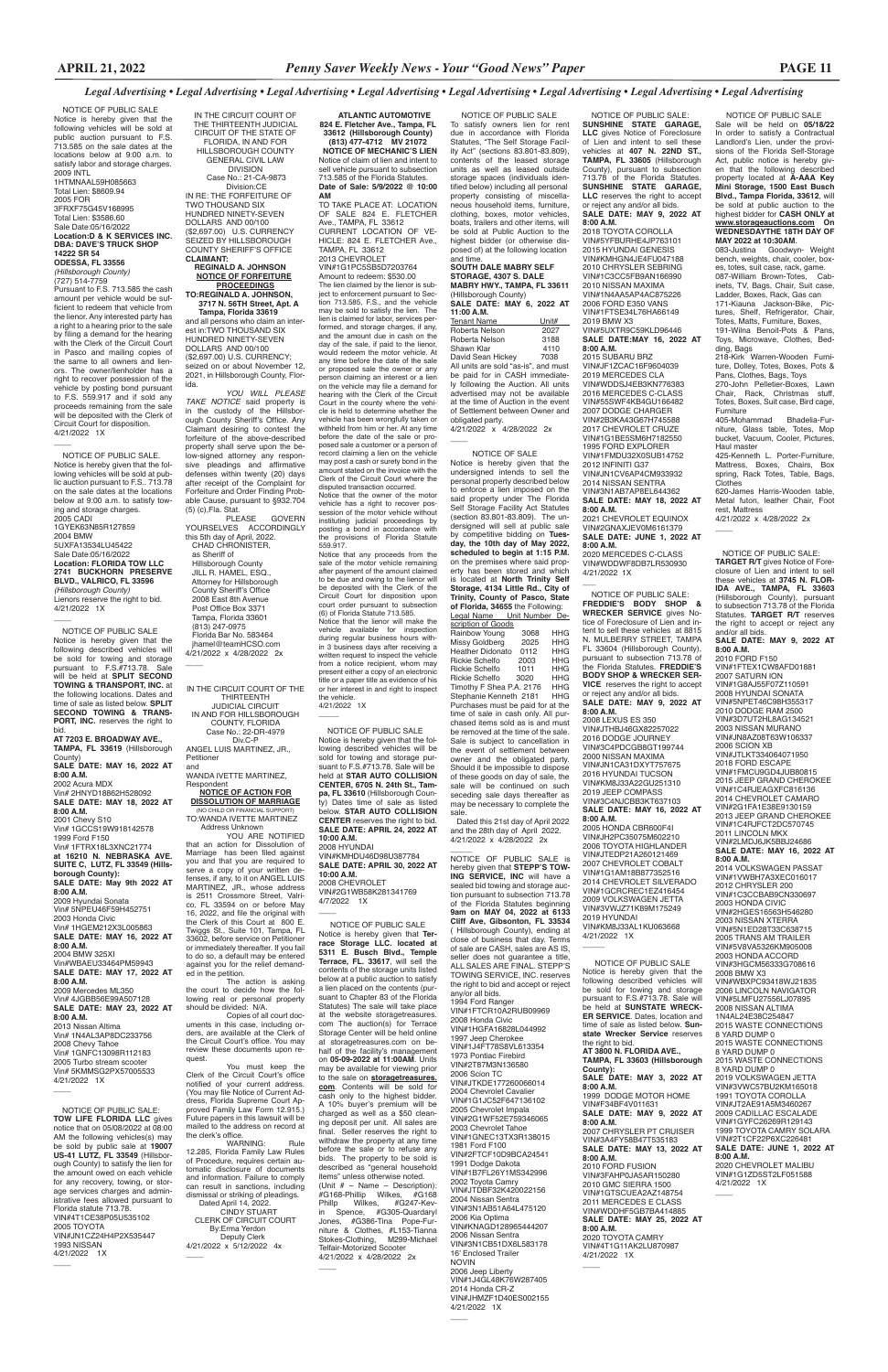*Legal Advertising • Legal Advertising • Legal Advertising • Legal Advertising • Legal Advertising • Legal Advertising • Legal Advertising*

NOTICE OF PUBLIC SALE

Notice is hereby given that the following vehicles will be sold at public auction pursuant to F.S. 713.585 on the sale dates at the locations below at 9:00 a.m. to satisfy labor and storage charges.
2009 INTL
1HTMNAAL59H085663
Total Lien: $8609.94
2005 FOR
3FRXF75G45V168995
Total Lien: $3586.60
Sale Date:05/16/2022
**Location:D & K SERVICES INC. DBA: DAVE'S TRUCK SHOP 14222 SR 54 ODESSA, FL 33556**
*(Hillsborough County)*
(727) 514-7759

Pursuant to F.S. 713.585 the cash amount per vehicle would be sufficient to redeem that vehicle from the lienor. Any interested party has a right to a hearing prior to the sale by filing a demand for the hearing with the Clerk of the Circuit Court in Pasco and mailing copies of the same to all owners and lienors. The owner/lienholder has a right to recover possession of the vehicle by posting bond pursuant to F.S. 559.917 and if sold any proceeds remaining from the sale will be deposited with the Clerk of Circuit Court for disposition.
4/21/2022 1X

NOTICE OF PUBLIC SALE.

Notice is hereby given that the following vehicles will be sold at public auction pursuant to F.S.. 713.78 on the sale dates at the locations below at 9:00 a.m. to satisfy towing and storage charges.
2005 CADI
1GYEK63N85R127859
2004 BMW
5UXFA13534LU45422
Sale Date:05/16/2022
**Location: FLORIDA TOW LLC 2741 BUCKHORN PRESERVE BLVD., VALRICO, FL 33596**
*(Hillsborough County)*
Lienors reserve the right to bid.
4/21/2022 1X

NOTICE OF PUBLIC SALE

Notice is hereby given that the following described vehicles will be sold for towing and storage pursuant to F.S.#713.78. Sale will be held at **SPLIT SECOND TOWING & TRANSPORT, INC.** at the following locations. Dates and time of sale as listed below. **SPLIT SECOND TOWING & TRANSPORT, INC.** reserves the right to bid.
**AT 7203 E. BROADWAY AVE., TAMPA, FL 33619** (Hillsborough County)
**SALE DATE: MAY 16, 2022 AT 8:00 A.M.**
2002 Acura MDX
Vin# 2HNYD18862H528092
**SALE DATE: MAY 18, 2022 AT 8:00 A.M.**
2001 Chevy S10
Vin# 1GCCS19W918142578
1999 Ford F150
Vin# 1FTRX18L3XNC21774
**at 16210 N. NEBRASKA AVE. SUITE C, LUTZ, FL 33549 (Hillsborough County):**
**SALE DATE: May 9th 2022 AT 8:00 A.M.**
2009 Hyundai Sonata
Vin# 5NPEU46F59H452751
2003 Honda Civic
Vin# 1HGEM212X3L005863
**SALE DATE: MAY 16, 2022 AT 8:00 A.M.**
2004 BMW 325XI
Vin#WBAEU33464PM59943
**SALE DATE: MAY 17, 2022 AT 8:00 A.M.**
2009 Mercedes ML350
Vin# 4JGBB56E99A507128
**SALE DATE: MAY 23, 2022 AT 8:00 A.M.**
2013 Nissan Altima
Vin# 1N4AL3AP8DC233756
2008 Chevy Tahoe
Vin# 1GNFC13098R112183
2005 Turbo stream scooter
Vin# 5KMMSG2PX57005533
4/21/2022 1X

NOTICE OF PUBLIC SALE:

**TOW LIFE FLORIDA LLC** gives notice that on 05/08/2022 at 08:00 AM the following vehicle(s) may be sold by public sale at **19007 US-41 LUTZ, FL 33549** (Hillsborough County) to satisfy the lien for the amount owed on each vehicle for any recovery, towing, or storage services charges and administrative fees allowed pursuant to Florida statute 713.78.
VIN#4T1CE38P05U535102
2005 TOYOTA
VIN#JN1CZ24H4P2X535447
1993 NISSAN
4/21/2022 1X

IN THE CIRCUIT COURT OF THE THIRTEENTH JUDICIAL CIRCUIT OF THE STATE OF FLORIDA, IN AND FOR HILLSBOROUGH COUNTY GENERAL CIVIL LAW DIVISION
Case No.: 21-CA-9873
Division:CE

IN RE: THE FORFEITURE OF TWO THOUSAND SIX HUNDRED NINETY-SEVEN DOLLARS AND 00/100 ($2,697.00) U.S. CURRENCY SEIZED BY HILLSBOROUGH COUNTY SHERIFF'S OFFICE

**CLAIMANT: REGINALD A. JOHNSON**

**NOTICE OF FORFEITURE PROCEEDINGS**

**TO:REGINALD A. JOHNSON, 3717 N. 56TH Street, Apt. A Tampa, Florida 33619**

and all persons who claim an interest in:TWO THOUSAND SIX HUNDRED NINETY-SEVEN DOLLARS AND 00/100 ($2,697.00) U.S. CURRENCY; seized on or about November 12, 2021, in Hillsborough County, Florida.

*YOU WILL PLEASE TAKE NOTICE* said property is in the custody of the Hillsborough County Sheriff's Office. Any Claimant desiring to contest the forfeiture of the above-described property shall serve upon the below-signed attorney any responsive pleadings and affirmative defenses within twenty (20) days after receipt of the Complaint for Forfeiture and Order Finding Probable Cause, pursuant to §932.704 (5) (c),Fla. Stat.

PLEASE GOVERN YOURSELVES ACCORDINGLY this 5th day of April, 2022.
CHAD CHRONISTER, as Sheriff of Hillsborough County
JILL R. HAMEL, ESQ., Attorney for Hillsborough County Sheriff's Office
2008 East 8th Avenue
Post Office Box 3371
Tampa, Florida 33601
(813) 247-0975
Florida Bar No. 583464
jhamel@teamHCSO.com
4/21/2022 x 4/28/2022 2x

IN THE CIRCUIT COURT OF THE THIRTEENTH JUDICIAL CIRCUIT IN AND FOR HILLSBOROUGH COUNTY, FLORIDA
Case No.: 22-DR-4979
Div.C-P

ANGEL LUIS MARTINEZ, JR., Petitioner
and
WANDA IVETTE MARTINEZ, Respondent

**NOTICE OF ACTION FOR DISSOLUTION OF MARRIAGE**
(NO CHILD OR FINANCIAL SUPPORT)

TO:WANDA IVETTE MARTINEZ
Address Unknown

YOU ARE NOTIFIED that an action for Dissolution of Marriage has been filed against you and that you are required to serve a copy of your written defenses, if any, to it on ANGEL LUIS MARTINEZ, JR., whose address is 2511 Crossmore Street, Valrico, FL 33594 on or before May 16, 2022, and file the original with the Clerk of this Court at 800 E. Twiggs St., Suite 101, Tampa, FL 33602, before service on Petitioner or immediately thereafter. If you fail to do so, a default may be entered against you for the relief demanded in the petition.

The action is asking the court to decide how the following real or personal property should be divided: N/A.

Copies of all court documents in this case, including orders, are available at the Clerk of the Circuit Court's office. You may review these documents upon request.

You must keep the Clerk of the Circuit Court's office notified of your current address. (You may file Notice of Current Address, Florida Supreme Court Approved Family Law Form 12.915.) Future papers in this lawsuit will be mailed to the address on record at the clerk's office.

WARNING: Rule 12.285, Florida Family Law Rules of Procedure, requires certain automatic disclosure of documents and information. Failure to comply can result in sanctions, including dismissal or striking of pleadings.
Dated April 14, 2022.
CINDY STUART
CLERK OF CIRCUIT COURT
By:Ema Yerdon
Deputy Clerk
4/21/2022 x 5/12/2022 4x

**ATLANTIC AUTOMOTIVE 824 E. Fletcher Ave., Tampa, FL 33612 (Hillsborough County) (813) 477-4712 MV 21072**

**NOTICE OF MECHANIC'S LIEN**

Notice of claim of lien and intent to sell vehicle pursuant to subsection 713.585 of the Florida Statutes.
**Date of Sale: 5/9/2022 @ 10:00 AM**

TO TAKE PLACE AT: LOCATION OF SALE 824 E. FLETCHER Ave., TAMPA, FL 33612
CURRENT LOCATION OF VEHICLE: 824 E. FLETCHER Ave., TAMPA, FL 33612
2013 CHEVROLET
VIN#1G1PC5SB5D7203764
Amount to redeem: $530.00

The lien claimed by the lienor is subject to enforcement pursuant to Section 713.585, F.S., and the vehicle may be sold to satisfy the lien. The lien is claimed for labor, services performed, and storage charges, if any, and the amount due in cash on the day of the sale, if paid to the lienor, would redeem the motor vehicle. At any time before the date of the sale or proposed sale the owner or any person claiming an interest or a lien on the vehicle may file a demand for hearing with the Clerk of the Circuit Court in the county where the vehicle is held to determine whether the vehicle has been wrongfully taken or withheld from him or her. At any time before the date of the sale or proposed sale a customer or a person of record claiming a lien on the vehicle may post a cash or surety bond in the amount stated on the invoice with the Clerk of the Circuit Court where the disputed transaction occurred.

Notice that the owner of the motor vehicle has a right to recover possession of the motor vehicle without instituting judicial proceedings by posting a bond in accordance with the provisions of Florida Statute 559.917.

Notice that any proceeds from the sale of the motor vehicle remaining after payment of the amount claimed to be due and owing to the lienor will be deposited with the Clerk of the Circuit Court for disposition upon court order pursuant to subsection (6) of Florida Statute 713.585.

Notice that the lienor will make the vehicle available for inspection during regular business hours within 3 business days after receiving a written request to inspect the vehicle from a notice recipient, whom may present either a copy of an electronic title or a paper title as evidence of his or her interest in and right to inspect the vehicle.
4/21/2022 1X

NOTICE OF PUBLIC SALE

Notice is hereby given that the following described vehicles will be sold for towing and storage pursuant to F.S.#713.78. Sale will be held at **STAR AUTO COLLISION CENTER, 6705 N. 20th St., Tampa, FL 33610** (Hillsborough County) Dates and time of sale as listed below. **STAR AUTO COLLISION CENTER** reserves the right to bid.
**SALE DATE: APRIL 24, 2022 AT 10:00 A.M.**
2008 HYUNDAI
VIN#KMHDU46D98U387784
**SALE DATE: APRIL 30, 2022 AT 10:00 A.M.**
2008 CHEVROLET
VIN#2G1WB58K281341769
4/7/2022 1X

NOTICE OF PUBLIC SALE

Notice is hereby given that **Terrace Storage LLC. located at 5311 E. Busch Blvd., Temple Terrace, FL 33617**, will sell the contents of the storage units listed below at a public auction to satisfy a lien placed on the contents (pursuant to Chapter 83 of the Florida Statutes) The sale will take place at the website storagetreasures.com The auction(s) for Terrace Storage Center will be held online at storagetreasures.com on behalf of the facility's management on **05-09-2022 at 11:00AM**. Units may be available for viewing prior to the sale on **storagetreasures.com**. Contents will be sold for cash only to the highest bidder. A 10% buyer's premium will be charged as well as a $50 cleaning deposit per unit. All sales are final. Seller reserves the right to withdraw the property at any time before the sale or to refuse any bids. The property to be sold is described as "general household items" unless otherwise noted.
(Unit # – Name – Description): #G168-Phillip Wilkes, #G168 Phillip Wilkes, #G247-Kevin Spence, #G305-Quardaryl Jones, #G386-Tina Pope-Furniture & Clothes, #L153-Tianna Stokes-Clothing, M299-Michael Telfair-Motorized Scooter
4/21/2022 x 4/28/2022 2x

NOTICE OF PUBLIC SALE

To satisfy owners lien for rent due in accordance with Florida Statutes, "The Self Storage Facility Act" (sections 83.801-83.809), contents of the leased storage units as well as leased outside storage spaces (individuals identified below) including all personal property consisting of miscellaneous household items, furniture, clothing, boxes, motor vehicles, boats, trailers and other items, will be sold at Public Auction to the highest bidder (or otherwise disposed of) at the following location and time.
**SOUTH DALE MABRY SELF STORAGE, 4307 S. DALE MABRY HWY., TAMPA, FL 33611** (Hillsborough County)
**SALE DATE: MAY 6, 2022 AT 11:00 A.M.**

| Tenant Name | Unit# |
|---|---|
| Roberta Nelson | 2027 |
| Roberta Nelson | 3188 |
| Shawn Klar | 4110 |
| David Sean Hickey | 7038 |

All units are sold "as-is", and must be paid for in CASH immediately following the Auction. All units advertised may not be available at the time of Auction in the event of Settlement between Owner and obligated party.
4/21/2022 x 4/28/2022 2x

NOTICE OF SALE

Notice is hereby given that the undersigned intends to sell the personal property described below to enforce a lien imposed on the said property under The Florida Self Storage Facility Act Statutes (section 83.801-83.809). The undersigned will sell at public sale by competitive bidding on **Tuesday, the 10th day of May 2022, scheduled to begin at 1:15 P.M.** on the premises where said property has been stored and which is located at **North Trinity Self Storage, 4134 Little Rd., City of Trinity, County of Pasco, State of Florida, 34655** the Following:

| Legal Name | Unit Number | Description of Goods |
|---|---|---|
| Rainbow Young | 3068 | HHG |
| Missy Goldberg | 2025 | HHG |
| Heather Didonato | 0112 | HHG |
| Rickie Schelfo | 2003 | HHG |
| Rickie Schelfo | 1011 | HHG |
| Rickie Schelfo | 3020 | HHG |
| Timothy F Shea P.A. | 2176 | HHG |
| Stephanie Kenneth | 2181 | HHG |

Purchases must be paid for at the time of sale in cash only. All purchased items sold as is and must be removed at the time of the sale. Sale is subject to cancellation in the event of settlement between owner and the obligated party. Should it be impossible to dispose of these goods on day of sale, the sale will be continued on such seceding sale days thereafter as may be necessary to complete the sale.

Dated this 21st day of April 2022 and the 28th day of April 2022.
4/21/2022 x 4/28/2022 2x

NOTICE OF PUBLIC SALE is hereby given that **STEPP'S TOWING SERVICE, INC.** will have a sealed bid towing and storage auction pursuant to subsection 713.78 of the Florida Statutes beginning **9am on MAY 04, 2022 at 6133 Cliff Ave, Gibsonton, FL 33534** ( Hillsborough County), ending at close of business that day. Terms of sale are CASH, sales are AS IS, seller does not guarantee a title, ALL SALES ARE FINAL. STEPP'S TOWING SERVICE, INC. reserves the right to bid and accept or reject any/or all bids.
1994 Ford Ranger
VIN#1FTCR10A2RUB09969
2008 Honda Civic
VIN#1HGFA16828L044992
1997 Jeep Cherokee
VIN#1J4FT78S8VL613354
1973 Pontiac Firebird
VIN#2T87M3N136580
2006 Scion TC
VIN#JTKDE177260066014
2004 Chevrolet Cavalier
VIN#1G1JC52F647136102
2005 Chevrolet Impala
VIN#2G1WF52E759346065
2003 Chevrolet Tahoe
VIN#1GNEC13TX3R138015
1981 Ford F100
VIN#2FTCF10D9BCA24541
1991 Dodge Dakota
VIN#1B7FL26Y1MS342996
2002 Toyota Camry
VIN#JTDBF32K420022156
2004 Nissan Sentra
VIN#3N1AB51A64L475120
2006 Kia Optima
VIN#KNAGD128965444207
2006 Nissan Sentra
VIN#3N1CB51DX6L583178
16' Enclosed Trailer
NOVIN
2008 Jeep Liberty
VIN#1J4GL48K78W287405
2014 Honda CR-Z
VIN#JHMZF1D40ES002155
4/21/2022 1X

NOTICE OF PUBLIC SALE:

**SUNSHINE STATE GARAGE, LLC** gives Notice of Foreclosure of Lien and intent to sell these vehicles at **407 N. 22ND ST., TAMPA, FL 33605** (Hillsborough County), pursuant to subsection 713.78 of the Florida Statutes. **SUNSHINE STATE GARAGE, LLC** reserves the right to accept or reject any and/or all bids.
**SALE DATE: MAY 9, 2022 AT 8:00 A.M.**
2018 TOYOTA COROLLA
VIN#5YFBURHE4JP763101
2015 HYUNDAI GENESIS
VIN#KMHGN4JE4FU047188
2010 CHRYSLER SEBRING
VIN#1C3CC5FB9AN166990
2010 NISSAN MAXIMA
VIN#1N4AA5AP4AC875226
2006 FORD E350 VANS
VIN#1FTSE34L76HA66149
2019 BMW X3
VIN#5UXTR9C59KLD96446
**SALE DATE:MAY 16, 2022 AT 8:00 A.M.**
2015 SUBARU BRZ
VIN#JF1ZCAC16F9604039
2019 MERCEDES CLA
VIN#WDDSJ4EB3KN776383
2016 MERCEDES C-CLASS
VIN#55SWF4KB4GU166482
2007 DODGE CHARGER
VIN#2B3KA43G67H745588
2017 CHEVROLET CRUZE
VIN#1G1BE5SM6H7182550
1995 FORD EXPLORER
VIN#1FMDU32X0SUB14752
2012 INFINITI G37
VIN#JN1CV6AP4CM933932
2014 NISSAN SENTRA
VIN#3N1AB7AP8EL644362
**SALE DATE: MAY 18, 2022 AT 8:00 A.M.**
2021 CHEVROLET EQUINOX
VIN#2GNAXJEV0M6161379
**SALE DATE: JUNE 1, 2022 AT 8:00 A.M.**
2020 MERCEDES C-CLASS
VIN#WDDWF8DB7LR530930
4/21/2022 1X

NOTICE OF PUBLIC SALE:

**FREDDIE'S BODY SHOP & WRECKER SERVICE** gives Notice of Foreclosure of Lien and intent to sell these vehicles at 8815 N. MULBERRY STREET, TAMPA, FL 33604 (Hillsborough County), pursuant to subsection 713.78 of the Florida Statutes. **FREDDIE'S BODY SHOP & WRECKER SERVICE** reserves the right to accept or reject any and/or all bids.
**SALE DATE: MAY 9, 2022 AT 8:00 A.M.**
2008 LEXUS ES 350
VIN#JTHBJ46GX82257022
2016 DODGE JOURNEY
VIN#3C4PDCGB8GT199744
2000 NISSAN MAXIMA
VIN#JN1CA31DXYT757675
2016 HYUNDAI TUCSON
VIN#KM8J33A22GU251310
2019 JEEP COMPASS
VIN#3C4NJCBB3KT637103
**SALE DATE: MAY 16, 2022 AT 8:00 A.M.**
2005 HONDA CBR600F4I
VIN#JH2PC35075M602210
2006 TOYOTA HIGHLANDER
VIN#JTEDP21A260121469
2007 CHEVROLET COBALT
VIN#1G1AM18B877352516
2014 CHEVROLET SILVERADO
VIN#1GCRCREC1EZ416454
2009 VOLKSWAGEN JETTA
VIN#3VWJZ71K89M175249
2019 HYUNDAI
VIN#KM8J33AL1KU063668
4/21/2022 1X

NOTICE OF PUBLIC SALE

Notice is hereby given that the following described vehicles will be sold for towing and storage pursuant to F.S.#713.78. Sale will be held at **SUNSTATE WRECKER SERVICE**. Dates, location and time of sale as listed below. **Sunstate Wrecker Service** reserves the right to bid.
**AT 3800 N. FLORIDA AVE., TAMPA, FL 33603 (Hillsborough County):**
**SALE DATE: MAY 3, 2022 AT 8:00 A.M.**
1999 DODGE MOTOR HOME
VIN#F34BF4V011631
**SALE DATE: MAY 9, 2022 AT 8:00 A.M.**
2007 CHRYSLER PT CRUISER
VIN#3A4FY58B47T535183
**SALE DATE: MAY 13, 2022 AT 8:00 A.M.**
2010 FORD FUSION
VIN#3FAHP0JA5AR150280
2010 GMC SIERRA 1500
VIN#1GTSCUEA2AZ148754
2011 MERCEDES E CLASS
VIN#WDDHF5GB7BA414885
**SALE DATE: MAY 25, 2022 AT 8:00 A.M.**
2020 TOYOTA CAMRY
VIN#4T1G11AK2LU870987
4/21/2022 1X

NOTICE OF PUBLIC SALE

Sale will be held on **05/18/22** In order to satisfy a Contractual Landlord's Lien, under the provisions of the Florida Self-Storage Act, public notice is hereby given that the following described property located at **A-AAA Key Mini Storage, 1500 East Busch Blvd., Tampa Florida, 33612**, will be sold at public auction to the highest bidder for **CASH ONLY at www.storageauctions.com On WEDNESDAYTHE 18TH DAY OF MAY 2022 at 10:30AM**.
083-Justina Goodwyn- Weight bench, weights, chair, cooler, boxes, totes, suit case, rack, game.
087-William Brown-Totes, Cabinets, TV, Bags, Chair, Suit case, Ladder, Boxes, Rack, Gas can
171-Kiauna Jackson-Bike, Pictures, Shelf, Refrigerator, Chair, Totes, Matts, Furniture, Boxes,
191-Wilna Benoit-Pots & Pans, Toys, Microwave, Clothes, Bedding, Bags
218-Kirk Warren-Wooden Furniture, Dolley, Totes, Boxes, Pots & Pans, Clothes, Bags, Toys
270-John Pelletier-Boxes, Lawn Chair, Rack, Christmas stuff, Totes, Boxes, Suit case, Bird cage, Furniture
405-Mohammad Bhadelia-Furniture, Glass table, Totes, Mop bucket, Vacuum, Cooler, Pictures, Haul master
425-Kenneth L. Porter-Furniture, Mattress, Boxes, Chairs, Box spring, Rack Totes, Table, Bags, Clothes
620-James Harris-Wooden table, Metal futon, leather Chair, Foot rest, Mattress
4/21/2022 x 4/28/2022 2x

NOTICE OF PUBLIC SALE:

**TARGET R/T** gives Notice of Foreclosure of Lien and intent to sell these vehicles at **3745 N. FLORIDA AVE., TAMPA, FL 33603** (Hillsborough County), pursuant to subsection 713.78 of the Florida Statutes. **TARGET R/T** reserves the right to accept or reject any and/or all bids.
**SALE DATE: MAY 9, 2022 AT 8:00 A.M.**
2010 FORD F150
VIN#1FTEX1CW8AFD01881
2007 SATURN ION
VIN#1G8AJ55F07Z110591
2008 HYUNDAI SONATA
VIN#5NPET46C98H355317
2010 DODGE RAM 2500
VIN#3D7UT2HL8AG134521
2003 NISSAN MURANO
VIN#JN8AZ08T63W106337
2006 SCION XB
VIN#JTLKT334064071950
2018 FORD ESCAPE
VIN#1FMCU9GD4JUB80815
2015 JEEP GRAND CHEROKEE
VIN#1C4RJEAGXFC816136
2014 CHEVROLET CAMARO
VIN#2G1FA1E38E9130159
2013 JEEP GRAND CHEROKEE
VIN#1C4RJFCT2DC570745
2011 LINCOLN MKX
VIN#2LMDJ6JK5BBJ24686
**SALE DATE: MAY 16, 2022 AT 8:00 A.M.**
2014 VOLKSWAGEN PASSAT
VIN#1VWBH7A3XEC016017
2012 CHRYSLER 200
VIN#1C3CCBAB9CN330697
2003 HONDA CIVIC
VIN#2HGES16563H546280
2003 NISSAN XTERRA
VIN#5N1ED28T33C638715
2005 TRANS AM TRAILER
VIN#5V8VA5326KM005008
2003 HONDA ACCORD
VIN#3HGCM56333G708616
2008 BMW X3
VIN#WBXPC93418WJ21835
2006 LINCOLN NAVIGATOR
VIN#5LMFU27558LJ07895
2008 NISSAN ALTIMA
1N4AL24E38C254847
2015 WASTE CONNECTIONS
8 YARD DUMP 0
2015 WASTE CONNECTIONS
8 YARD DUMP 0
2015 WASTE CONNECTIONS
8 YARD DUMP 0
2019 VOLKSWAGEN JETTA
VIN#3VWC57BU2KM165018
1991 TOYOTA COROLLA
VIN#JT2AE91A5M3460267
2009 CADILLAC ESCALADE
VIN#1GYFC26269R129143
1999 TOYOTA CAMRY SOLARA
VIN#2T1CF22P6XC226481
**SALE DATE: JUNE 1, 2022 AT 8:00 A.M.**
2020 CHEVROLET MALIBU
VIN#1G1ZD5ST2LF051588
4/21/2022 1X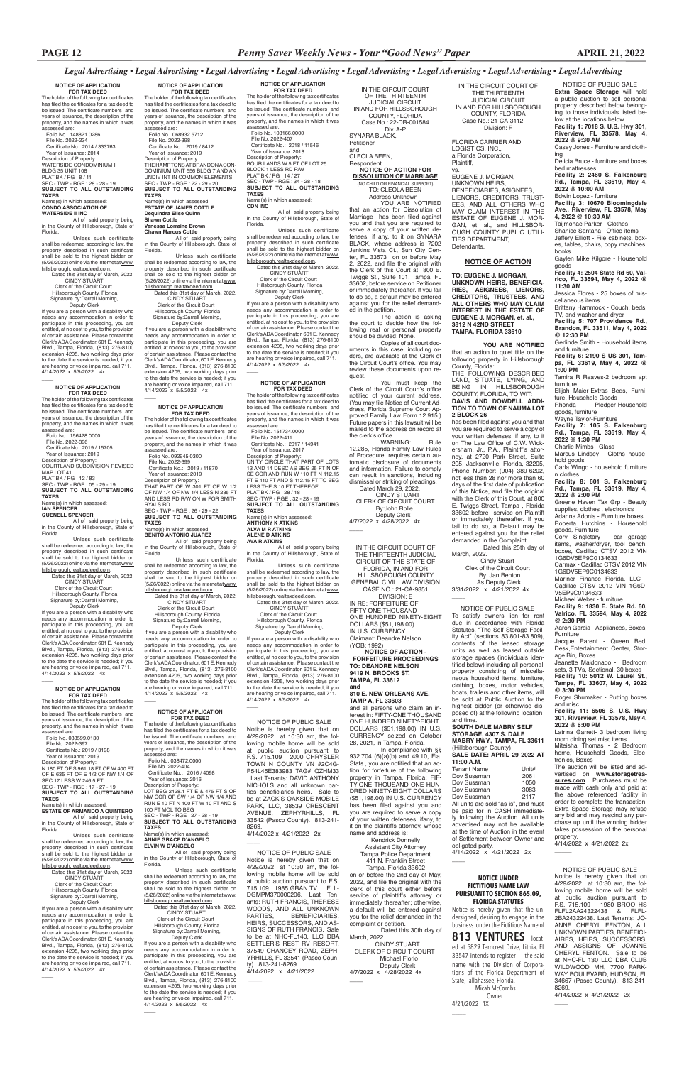*Legal Advertising • Legal Advertising • Legal Advertising • Legal Advertising • Legal Advertising • Legal Advertising • Legal Advertising • Legal Advertising*

**NOTICE OF APPLICATION FOR TAX DEED**

The holder of the following tax certificates has filed the certificates for a tax deed to be issued. The certificate numbers and years of issuance, the description of the property, and the names in which it was assessed are:

Folio No. 148821.0286
File No. 2022-234
Certificate No.: 2014 / 333763
Year of Issuance: 2014
Description of Property:
WATERSIDE CONDOMINIUM II
BLDG 35 UNIT 108
PLAT BK / PG : 8 / 11
SEC - TWP - RGE : 28 - 28 - 19
**SUBJECT TO ALL OUTSTANDING TAXES**
Name(s) in which assessed:
**CONDO ASSOCIATION OF WATERSIDE II INC**

All of said property being in the County of Hillsborough, State of Florida.

Unless such certificate shall be redeemed according to law, the property described in such certificate shall be sold to the highest bidder on (5/26/2022) online via the internet at www.hillsborough.realtaxdeed.com.

Dated this 31st day of March, 2022.
CINDY STUART
Clerk of the Circuit Court
Hillsborough County, Florida
Signature by:Darrell Morning,
Deputy Clerk

If you are a person with a disability who needs any accommodation in order to participate in this proceeding, you are entitled, at no cost to you, to the provision of certain assistance. Please contact the Clerk's ADA Coordinator, 601 E. Kennedy Blvd., Tampa, Florida, (813) 276-8100 extension 4205, two working days prior to the date the service is needed; if you are hearing or voice impaired, call 711.
4/14/2022 x 5/5/2022 4x

**NOTICE OF APPLICATION FOR TAX DEED**

The holder of the following tax certificates has filed the certificates for a tax deed to be issued. The certificate numbers and years of issuance, the description of the property, and the names in which it was assessed are:

Folio No. 156428.0000
File No. 2022-396
Certificate No.: 2019 / 15705
Year of Issuance: 2019
Description of Property:
COURTLAND SUBDIVISION REVISED MAP LOT 41
PLAT BK / PG : 12 / 83
SEC - TWP - RGE : 05 - 29 - 19
**SUBJECT TO ALL OUTSTANDING TAXES**
Name(s) in which assessed:
**IAN SPENCER**
**QUENELL SPENCER**

All of said property being in the County of Hillsborough, State of Florida.

Unless such certificate shall be redeemed according to law, the property described in such certificate shall be sold to the highest bidder on (5/26/2022) online via the internet at www.hillsborough.realtaxdeed.com.

Dated this 31st day of March, 2022.
CINDY STUART
Clerk of the Circuit Court
Hillsborough County, Florida
Signature by:Darrell Morning,
Deputy Clerk

If you are a person with a disability who needs any accommodation in order to participate in this proceeding, you are entitled, at no cost to you, to the provision of certain assistance. Please contact the Clerk's ADA Coordinator, 601 E. Kennedy Blvd., Tampa, Florida, (813) 276-8100 extension 4205, two working days prior to the date the service is needed; if you are hearing or voice impaired, call 711.
4/14/2022 x 5/5/2022 4x

**NOTICE OF APPLICATION FOR TAX DEED**

The holder of the following tax certificates has filed the certificates for a tax deed to be issued. The certificate numbers and years of issuance, the description of the property, and the names in which it was assessed are:

Folio No. 033599.0130
File No. 2022-397
Certificate No.: 2019 / 3198
Year of Issuance: 2019
Description of Property:
N 180 FT OF S 961.18 FT OF W 400 FT OF E 635 FT OF E 1/2 OF NW 1/4 OF SEC 17 LESS W 246.5 FT
SEC - TWP - RGE : 17 - 27 - 19
**SUBJECT TO ALL OUTSTANDING TAXES**
Name(s) in which assessed:
**ESTATE OF ARMANDO A QUINTERO**

All of said property being in the County of Hillsborough, State of Florida.

Unless such certificate shall be redeemed according to law, the property described in such certificate shall be sold to the highest bidder on (5/26/2022) online via the internet at www.hillsborough.realtaxdeed.com.

Dated this 31st day of March, 2022.
CINDY STUART
Clerk of the Circuit Court
Hillsborough County, Florida
Signature by:Darrell Morning,
Deputy Clerk

If you are a person with a disability who needs any accommodation in order to participate in this proceeding, you are entitled, at no cost to you, to the provision of certain assistance. Please contact the Clerk's ADA Coordinator, 601 E. Kennedy Blvd., Tampa, Florida, (813) 276-8100 extension 4205, two working days prior to the date the service is needed; if you are hearing or voice impaired, call 711.
4/14/2022 x 5/5/2022 4x

**NOTICE OF APPLICATION FOR TAX DEED**

The holder of the following tax certificates has filed the certificates for a tax deed to be issued. The certificate numbers and years of issuance, the description of the property, and the names in which it was assessed are:

Folio No. 068932.5712
File No. 2022-398
Certificate No.: 2019 / 8412
Year of Issuance: 2019
Description of Property:
THE HAMPTONS AT BRANDON A CONDOMINIUM UNIT 556 BLDG 7 AND AN UNDIV INT IN COMMON ELEMENTS
SEC - TWP - RGE : 22 - 29 - 20
**SUBJECT TO ALL OUTSTANDING TAXES**
Name(s) in which assessed:
**ESTATE OF JAMES COTTLE**
**Dequindra Elise Quinn**
**Shawn Cottle**
**Vanessa Lorraine Brown**
**Chawn Marcus Cottle**

All of said property being in the County of Hillsborough, State of Florida.

Unless such certificate shall be redeemed according to law, the property described in such certificate shall be sold to the highest bidder on (5/26/2022) online via the internet at www.hillsborough.realtaxdeed.com.

Dated this 31st day of March, 2022.
CINDY STUART
Clerk of the Circuit Court
Hillsborough County, Florida
Signature by:Darrell Morning,
Deputy Clerk

If you are a person with a disability who needs any accommodation in order to participate in this proceeding, you are entitled, at no cost to you, to the provision of certain assistance. Please contact the Clerk's ADA Coordinator, 601 E. Kennedy Blvd., Tampa, Florida, (813) 276-8100 extension 4205, two working days prior to the date the service is needed; if you are hearing or voice impaired, call 711.
4/14/2022 x 5/5/2022 4x

**NOTICE OF APPLICATION FOR TAX DEED**

The holder of the following tax certificates has filed the certificates for a tax deed to be issued. The certificate numbers and years of issuance, the description of the property, and the names in which it was assessed are:

Folio No. 092945.0300
File No. 2022-399
Certificate No.: 2019 / 11870
Year of Issuance: 2019
Description of Property:
THAT PART OF W 301 FT OF W 1/2 OF NW 1/4 OF NW 1/4 LESS N 235 FT AND LESS RD R/W ON W FOR SMITH RYALS RD
SEC - TWP - RGE : 26 - 29 - 22
**SUBJECT TO ALL OUTSTANDING TAXES**
Name(s) in which assessed:
**BENITO ANTONIO JUAREZ**

All of said property being in the County of Hillsborough, State of Florida.

Unless such certificate shall be redeemed according to law, the property described in such certificate shall be sold to the highest bidder on (5/26/2022) online via the internet at www.hillsborough.realtaxdeed.com.

Dated this 31st day of March, 2022.
CINDY STUART
Clerk of the Circuit Court
Hillsborough County, Florida
Signature by:Darrell Morning,
Deputy Clerk

If you are a person with a disability who needs any accommodation in order to participate in this proceeding, you are entitled, at no cost to you, to the provision of certain assistance. Please contact the Clerk's ADA Coordinator, 601 E. Kennedy Blvd., Tampa, Florida, (813) 276-8100 extension 4205, two working days prior to the date the service is needed; if you are hearing or voice impaired, call 711.
4/14/2022 x 5/5/2022 4x

**NOTICE OF APPLICATION FOR TAX DEED**

The holder of the following tax certificates has filed the certificates for a tax deed to be issued. The certificate numbers and years of issuance, the description of the property, and the names in which it was assessed are:

Folio No. 038472.0000
File No. 2022-404
Certificate No.: 2016 / 4098
Year of Issuance: 2016
Description of Property:
LOT BEG 2428.1 FT E & 475 FT S OF NW COR OF SW 1/4 OF NW 1/4 AND RUN E 10 FT N 100 FT W 10 FT AND S 100 FT MOL TO BEG
SEC - TWP - RGE : 27 - 28 - 19
**SUBJECT TO ALL OUTSTANDING TAXES**
Name(s) in which assessed:
**ANNIE GRACE D'ANGELO**
**ELVIN W D'ANGELO**

All of said property being in the County of Hillsborough, State of Florida.

Unless such certificate shall be redeemed according to law, the property described in such certificate shall be sold to the highest bidder on (5/26/2022) online via the internet at www.hillsborough.realtaxdeed.com.

Dated this 31st day of March, 2022.
CINDY STUART
Clerk of the Circuit Court
Hillsborough County, Florida
Signature by:Darrell Morning,
Deputy Clerk

If you are a person with a disability who needs any accommodation in order to participate in this proceeding, you are entitled, at no cost to you, to the provision of certain assistance. Please contact the Clerk's ADA Coordinator, 601 E. Kennedy Blvd., Tampa, Florida, (813) 276-8100 extension 4205, two working days prior to the date the service is needed; if you are hearing or voice impaired, call 711.
4/14/2022 x 5/5/2022 4x

**NOTICE OF APPLICATION FOR TAX DEED**

The holder of the following tax certificates has filed the certificates for a tax deed to be issued. The certificate numbers and years of issuance, the description of the property, and the names in which it was assessed are:

Folio No. 103166.0000
File No. 2022-407
Certificate No.: 2018 / 11546
Year of Issuance: 2018
Description of Property:
BOUR LANDS W 5 FT OF LOT 25 BLOCK 1 LESS RD R/W
PLAT BK / PG : 14 / 27
SEC - TWP - RGE : 34 - 28 - 18
**SUBJECT TO ALL OUTSTANDING TAXES**
Name(s) in which assessed:
**CDN INC**

All of said property being in the County of Hillsborough, State of Florida.

Unless such certificate shall be redeemed according to law, the property described in such certificate shall be sold to the highest bidder on (5/26/2022) online via the internet at www.hillsborough.realtaxdeed.com.

Dated this 31st day of March, 2022.
CINDY STUART
Clerk of the Circuit Court
Hillsborough County, Florida
Signature by:Darrell Morning,
Deputy Clerk

If you are a person with a disability who needs any accommodation in order to participate in this proceeding, you are entitled, at no cost to you, to the provision of certain assistance. Please contact the Clerk's ADA Coordinator, 601 E. Kennedy Blvd., Tampa, Florida, (813) 276-8100 extension 4205, two working days prior to the date the service is needed; if you are hearing or voice impaired, call 711.
4/14/2022 x 5/5/2022 4x

**NOTICE OF APPLICATION FOR TAX DEED**

The holder of the following tax certificates has filed the certificates for a tax deed to be issued. The certificate numbers and years of issuance, the description of the property, and the names in which it was assessed are:

Folio No. 151734.0000
File No. 2022-411
Certificate No.: 2017 / 14941
Year of Issuance: 2017
Description of Property:
UNITY CIRCLE THAT PART OF LOTS 13 AND 14 DESC AS BEG 25 FT N OF SE COR AND RUN W 110 FT N 112.15 FT E 110 FT AND S 112.15 FT TO BEG LESS THE S 10 FT THEREOF
PLAT BK / PG : 28 / 18
SEC - TWP - RGE : 32 - 28 - 19
**SUBJECT TO ALL OUTSTANDING TAXES**
Name(s) in which assessed:
**ANTHONY K ATKINS**
**ALVA R ATKINS**
**ALENE D ATKINS**
**AVA R ATKINS**

All of said property being in the County of Hillsborough, State of Florida.

Unless such certificate shall be redeemed according to law, the property described in such certificate shall be sold to the highest bidder on (5/26/2022) online via the internet at www.hillsborough.realtaxdeed.com.

Dated this 31st day of March, 2022.
CINDY STUART
Clerk of the Circuit Court
Hillsborough County, Florida
Signature by:Darrell Morning,
Deputy Clerk

If you are a person with a disability who needs any accommodation in order to participate in this proceeding, you are entitled, at no cost to you, to the provision of certain assistance. Please contact the Clerk's ADA Coordinator, 601 E. Kennedy Blvd., Tampa, Florida, (813) 276-8100 extension 4205, two working days prior to the date the service is needed; if you are hearing or voice impaired, call 711.
4/14/2022 x 5/5/2022 4x

NOTICE OF PUBLIC SALE

Notice is hereby given that on 4/29/2022 at 10:30 am, the following mobile home will be sold at public auction pursuant to F.S. 715.109 2000 CHRYSLER TOWN N COUNTY VIN #2C4G-P54L45E383983 TAG# QZHM33 . Last Tenants: DAVID ANTHONY NICHOLS and all unknown parties beneficiaries heirs. Sale to be at ZACK'S OAKSIDE MOBILE PARK, LLC, 38539 CRESCENT AVENUE, ZEPHYRHILLS, FL 33542 (Pasco County). 813-241-8269.
4/14/2022 x 4/21/2022 2x

NOTICE OF PUBLIC SALE

Notice is hereby given that on 4/29/2022 at 10:30 am, the following mobile home will be sold at public auction pursuant to F.S. 715.109 1985 GRAN TV FLL-DGMPM370000206. Last Tenants: RUTH FRANCIS, THERESE WOODS, AND ALL UNKNOWN PARTIES, BENEFICIARIES, HEIRS, SUCCESSORS, AND ASSIGNS OF RUTH FRANCIS. Sale to be at NHC-FL140, LLC DBA SETTLER'S REST RV RESORT, 37549 CHANCEY ROAD, ZEPHYRHILLS, FL 33541 (Pasco County). 813-241-8269.
4/14/2022 x 4/21/2022

IN THE CIRCUIT COURT OF THE THIRTEENTH JUDICIAL CIRCUIT IN AND FOR HILLSBOROUGH COUNTY, FLORIDA
Case No.: 22-DR-001584
Div. A-P

SYNARA BLACK,
Petitioner
and
CLEOLA BEEN,
Respondent

**NOTICE OF ACTION FOR DISSOLUTION OF MARRIAGE**
(NO CHILD OR FINANCIAL SUPPORT)

TO: CLEOLA BEEN
Address Unknown

YOU ARE NOTIFIED that an action for Dissolution of Marriage has been filed against you and that you are required to serve a copy of your written defenses, if any, to it on SYNARA BLACK, whose address is 7202 Jenkins Vista Ct., Sun City Center, FL 33573 on or before May 2, 2022, and file the original with the Clerk of this Court at 800 E. Twiggs St., Suite 101, Tampa, FL 33602, before service on Petitioner or immediately thereafter. If you fail to do so, a default may be entered against you for the relief demanded in the petition.

The action is asking the court to decide how the following real or personal property should be divided: None.

Copies of all court documents in this case, including orders, are available at the Clerk of the Circuit Court's office. You may review these documents upon request.

You must keep the Clerk of the Circuit Court's office notified of your current address. (You may file Notice of Current Address, Florida Supreme Court Approved Family Law Form 12.915.) Future papers in this lawsuit will be mailed to the address on record at the clerk's office.

WARNING: Rule 12.285, Florida Family Law Rules of Procedure, requires certain automatic disclosure of documents and information. Failure to comply can result in sanctions, including dismissal or striking of pleadings.

Dated March 29, 2022.
CINDY STUART
CLERK OF CIRCUIT COURT
By:John Rolle
Deputy Clerk
4/7/2022 x 4/28/2022 4x

IN THE CIRCUIT COURT OF THE THIRTEENTH JUDICIAL CIRCUIT OF THE STATE OF FLORIDA, IN AND FOR HILLSBOROUGH COUNTY GENERAL CIVIL LAW DIVISION
CASE NO.: 21-CA-9851
DIVISION: E

IN RE: FORFEITURE OF FIFTY-ONE THOUSAND ONE HUNDRED NINETY-EIGHT DOLLARS ($51,198.00) IN U.S. CURRENCY
Claimant: Deandre Nelson (YOB: 1992)

**NOTICE OF ACTION - FORFEITURE PROCEEDINGS**

**TO: DEANDRE NELSON**
**9419 N. BROOKS ST.**
**TAMPA, FL 33612**
**and**
**810 E. NEW ORLEANS AVE.**
**TAMP A, FL 33603**

and all persons who claim an interest in: FIFTY-ONE THOUSAND ONE HUNDRED NINETY-EIGHT DOLLARS ($51,198.00) IN U.S. CURRENCY seized on October 28, 2021, in Tampa, Florida.

In compliance with §§ 932.704 (6)(a)(b) and 49.10, Fla. Stats., you are notified that an action for forfeiture of the following property in Tampa, Florida: FIFTY-ONE THOUSAND ONE HUNDRED NINETY-EIGHT DOLLARS ($51,198.00) IN U.S. CURRENCY has been filed against you and you are required to serve a copy of your written defenses, if any, to it on the plaintiffs attorney, whose name and address is:

Kendrick Donnelly
Assistant City Attorney
Tampa Police Department
411 N. Franklin Street
Tampa, Florida 33602

on or before the 2nd day of May, 2022, and file the original with the clerk of this court either before service of plaintiffs attorney or immediately thereafter; otherwise, a default will be entered against you for the relief demanded in the complaint or petition.

Dated this 30th day of March, 2022.
CINDY STUART
CLERK OF CIRCUIT COURT
Michael Florio
Deputy Clerk
4/7/2022 x 4/28/2022 4x

IN THE CIRCUIT COURT OF THE THIRTEENTH JUDICIAL CIRCUIT IN AND FOR HILLSBOROUGH COUNTY, FLORIDA
Case No.: 21-CA-3112
Division: F

FLORIDA CARRIER AND LOGISTICS, INC., a Florida Corporation,
Plaintiff,
vs.
EUGENE J. MORGAN, UNKNOWN HEIRS, BENEFICIARIES, ASIGNEES, LIENORS, CREDITORS, TRUSTEES, AND ALL OTHERS WHO MAY CLAIM INTEREST IN THE ESTATE OF EUGENE J. MORGAN, et. al., and HILLSBOROUGH COUNTY PUBLIC UTILITIES DEPARTMENT,
Defendants.

**NOTICE OF ACTION**

**TO: EUGENE J. MORGAN, UNKNOWN HEIRS, BENEFICIARIES, ASIGNEES, LIENORS, CREDITORS, TRUSTEES, AND ALL OTHERS WHO MAY CLAIM INTEREST IN THE ESTATE OF EUGENE J. MORGAN, et. al., 3812 N 42ND STREET TAMPA, FLORIDA 33610**

**YOU ARE NOTIFIED** that an action to quiet title on the following property in Hillsborough County, Florida:

THE FOLLOWING DESCRIBED LAND, SITUATE, LYING, AND BEING IN HILLSBOROUGH COUNTY, FLORIDA, TO WIT:
**DAVIS AND DOWDELL ADDITION TO TOWN OF NAUMA LOT 2 BLOCK 26**

has been filed against you and that you are required to serve a copy of your written defenses, if any, to it on The Law Office of C.W. Wickersham, Jr., P.A., Plaintiff's attorney, at 2720 Park Street, Suite 205, Jacksonville, Florida, 32205, Phone Number: (904) 389-6202, not less than 28 nor more than 60 days of the first date of publication of this Notice, and file the original with the Clerk of this Court, at 800 E. Twiggs Street, Tampa , Florida 33602 before service on Plaintiff or immediately thereafter. If you fail to do so, a Default may be entered against you for the relief demanded in the Complaint.

Dated this 25th day of March, 2022.
Cindy Stuart
Clek of the Circuit Court
By: Jan Benton
As Deputy Clerk
3/31/2022 x 4/21/2022 4x

NOTICE OF PUBLIC SALE

To satisfy owners lien for rent due in accordance with Florida Statutes, "The Self Storage Facility Act" (sections 83.801-83.809), contents of the leased storage units as well as leased outside storage spaces (individuals identified below) including all personal property consisting of miscellaneous household items, furniture, clothing, boxes, motor vehicles, boats, trailers and other items, will be sold at Public Auction to the highest bidder (or otherwise disposed of) at the following location and time.

**SOUTH DALE MABRY SELF STORAGE, 4307 S. DALE MABRY HWY., TAMPA, FL 33611**
(Hillsborough County)
**SALE DATE: APRIL 29 2022 AT 11:00 A.M.**

| Tenant Name | Unit# |
|---|---|
| Dov Sussman | 2061 |
| Dov Sussman | 1050 |
| Dov Sussman | 3083 |
| Dov Sussman | 2117 |

All units are sold "as-is", and must be paid for in CASH immediately following the Auction. All units advertised may not be available at the time of Auction in the event of Settlement between Owner and obligated party.
4/14/2022 x 4/21/2022 2x

**NOTICE UNDER FICTITIOUS NAME LAW PURSUANT TO SECTION 865.09, FLORIDA STATUTES**

Notice is hereby given that the undersigned, desiring to engage in the business under the Fictitious Name of **813 VENTURES** located at 5829 Temcrest Drive, Lithia, FL 33547 intends to register the said name with the Division of Corporations of the Florida Department of State, Tallahassee, Florida.

Micah McCombs
Owner
4/21/2022 1X

NOTICE OF PUBLIC SALE

**Extra Space Storage** will hold a public auction to sell personal property described below belonging to those individuals listed below at the locations below.

**Facility 1: 7018 S. U.S. Hwy 301, Riverview, FL 33578, May 4, 2022 @ 9:30 AM**
Casey Jones - Furniture and clothing
Delicia Bruce - furniture and boxes bed mattresses

**Facility 2: 2460 S. Falkenburg Rd., Tampa, FL 33619, May 4, 2022 @ 10:00 AM**
Edwin Lopez - furniture

**Facility 3: 10670 Bloomingdale Ave., Riverview, FL 33578, May 4, 2022 @ 10:30 AM**
Taijmonae Parker - Clothes
Shanice Santana - Office items
Jeffery Elliott - File cabinets, boxes, tables, chairs, copy machines, books
Gaylen Mike Kilgore - Household goods

**Facility 4: 2504 State Rd 60, Valrico, FL 33594, May 4, 2022 @ 11:30 AM**
Jessica Flores - 25 boxes of miscellaneous items
Brittany Hammock - Couch, beds, TV, and washer and dryer

**Facility 5: 707 Providence Rd., Brandon, FL 33511, May 4, 2022 @ 12:30 PM**
Gerlinde Smith - Household items and furniture.

**Facility 6: 2190 S US 301, Tampa, FL 33619, May 4, 2022 @ 1:00 PM**
Tamira R Reaves-2 bedroom apt furniture
Elijah Maier-Extras Beds, Furniture, Household Goods
Rhonda Pledger-Household goods, furniture
Wayne Taylor-Furniture

**Facility 7: 105 S. Falkenburg Rd., Tampa, FL 33619, May 4, 2022 @ 1:30 PM**
Charlie Mimbs - Glass
Marcus Lindsey - Cloths household goods
Carla Wingo - household furniture n clothes

**Facility 8: 601 S. Falkenburg Rd., Tampa, FL 33619, May 4, 2022 @ 2:00 PM**
Greene Haven Tax Grp - Beauty supplies, clothes , electronics
Adanna Adonis - Furniture boxes
Roberta Hutchins - Household goods, Furniture
Cory Singletary - car garage items, washer/dryer, tool bench, boxes, Cadillac CTSV 2012 VIN 1G6DV5EP9C0134633
Carmax - Cadillac CTSV 2012 VIN 1G6DV5EP9C0134633
Mariner Finance Florida, LLC - Cadillac CTSV 2012 VIN 1G6D-V5EP9C0134633
Michael Weber - furniture

**Facility 9: 1830 E. State Rd. 60, Valrico, FL 33594, May 4, 2022 @ 2:30 PM**
Aaron Garcia - Appliances, Boxes, Furniture
Jacque Parent - Queen Bed, Desk,Entertainment Center, Storage Bin, Boxes
Jeanette Maldonado - Bedroom sets, 3 TVs, Sectional, 30 boxes

**Facility 10: 5012 W. Laurel St., Tampa, FL 33607, May 4, 2022 @ 3:30 PM**
Roger Shumaker - Putting boxes and misc.

**Facility 11: 6506 S. U.S. Hwy 301, Riverview, FL 33578, May 4, 2022 @ 6:00 PM**
Latrina Garrett- 3 bedroom living room dining set misc items
Mileisha Thomas - 2 Bedroom home, Household Goods, Electronics, Boxes

The auction will be listed and advertised on **www.storagetreasures.com**. Purchases must be made with cash only and paid at the above referenced facility in order to complete the transaction. Extra Space Storage may refuse any bid and may rescind any purchase up until the winning bidder takes possession of the personal property.
4/14/2022 x 4/21/2022 2x

NOTICE OF PUBLIC SALE

Notice is hereby given that on 4/29/2022 at 10:30 am, the following mobile home will be sold at public auction pursuant to F.S. 715.109 1980 BROO HS FLFL2AA24322438 & FLFL-2BA24322438. Last Tenants: JOANNE CHERYL FENTON, ALL UNKNOWN PARTIES, BENEFICIARIES, HEIRS, SUCCESSORS, AND ASSIGNS OF JOANNE CHERYL FENTON. Sale to be at NHC-FL 130 LLC DBA CLUB WILDWOOD MH, 7700 PARKWAY BOULEVARD, HUDSON, FL 34667 (Pasco County). 813-241-8269.
4/14/2022 x 4/21/2022 2x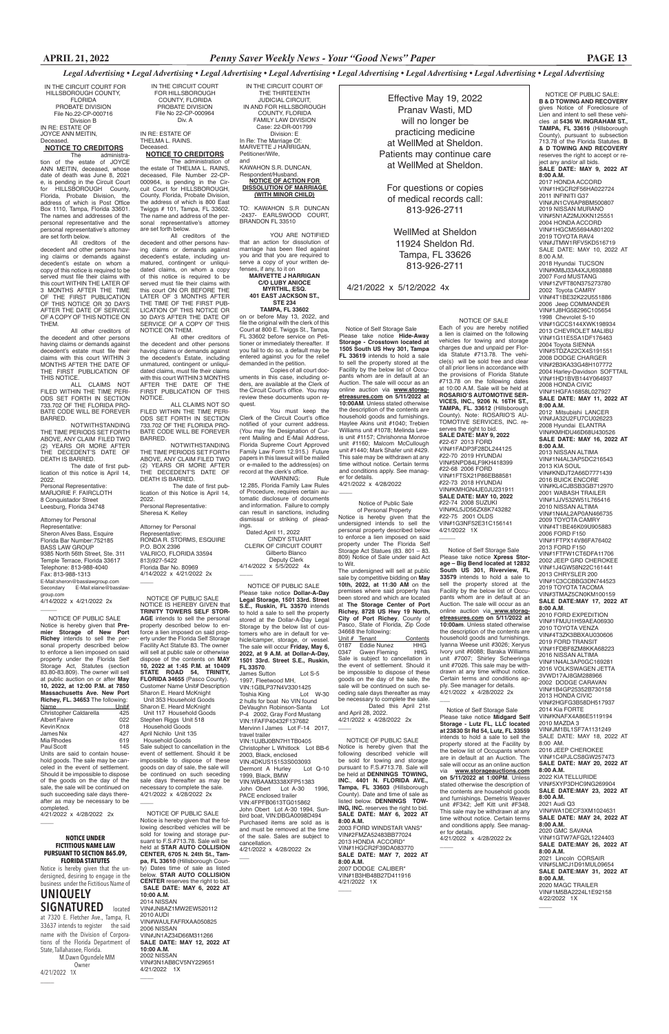*Legal Advertising • Legal Advertising • Legal Advertising • Legal Advertising • Legal Advertising • Legal Advertising • Legal Advertising • Legal Advertising*

IN THE CIRCUIT COURT FOR HILLSBOROUGH COUNTY, FLORIDA
PROBATE DIVISION
File No.22-CP-000716
Division B
IN RE: ESTATE OF
JOYCE ANN MEITIN,
Deceased.

**NOTICE TO CREDITORS**

The administration of the estate of JOYCE ANN MEITIN, deceased, whose date of death was June 8, 2021 e, is pending in the Circuit Court for HILLSBOROUGH County, Florida, Probate Division, the address of which is Post Office Box 1110, Tampa, Florida 33601. The names and addresses of the personal representative and the personal representative's attorney are set forth below.

All creditors of the decedent and other persons having claims or demands against decedent's estate on whom a copy of this notice is required to be served must file their claims with this court WITHIN THE LATER OF 3 MONTHS AFTER THE TIME OF THE FIRST PUBLICATION OF THIS NOTICE OR 30 DAYS AFTER THE DATE OF SERVICE OF A COPY OF THIS NOTICE ON THEM.

All other creditors of the decedent and other persons having claims or demands against decedent's estate must file their claims with this court WITHIN 3 MONTHS AFTER THE DATE OF THE FIRST PUBLICATION OF THIS NOTICE.

ALL CLAIMS NOT FILED WITHIN THE TIME PERIODS SET FORTH IN SECTION 733.702 OF THE FLORIDA PROBATE CODE WILL BE FOREVER BARRED.

NOTWITHSTANDING THE TIME PERIODS SET FORTH ABOVE, ANY CLAIM FILED TWO (2) YEARS OR MORE AFTER THE DECEDENT'S DATE OF DEATH IS BARRED.

The date of first publication of this notice is April 14, 2022.

Personal Representative:
MARJORIE F. FAIRCLOTH
8 Conquistador Street
Leesburg, Florida 34748

Attorney for Personal Representative:
Sheron Alves Bass, Esquire
Florida Bar Number:752185
BASS LAW GROUP
9385 North 56th Street, Ste. 311
Temple Terrace, Florida 33617
Telephone: 813-988-4040
Fax: 813-988-1313
E-Mail:sheron@basslawgroup.com
Secondary E-Mail:elaine@basslawgroup.com
4/14/2022 x 4/21/2022 2x

NOTICE OF PUBLIC SALE
Notice is hereby given that **Premier Storage of New Port Richey** intends to sell the personal property described below to enforce a lien imposed on said property under the Florida Self Storage Act, Statutes (section 83.80-83.809). The owner will sell at public auction on or after **May 10, 2022, at 12:00 P.M. at 7850 Massachusetts Ave. New Port Richey, FL. 34653** The following:

| Name | Unit# |
|---|---|
| Christopher Caldarella | 425 |
| Albert Faivre | 022 |
| Kevin Knox | 018 |
| James Nix | 427 |
| Mia Rhodes | 619 |
| Paul Scott | 145 |

Units are said to contain household goods. The sale may be canceled in the event of settlement. Should it be impossible to dispose of the goods on the day of the sale, the sale will be continued on such succeeding sale days thereafter as may be necessary to be completed.
4/21/2022 x 4/28/2022 2x

**NOTICE UNDER FICTITIOUS NAME LAW PURSUANT TO SECTION 865.09, FLORIDA STATUTES**

Notice is hereby given that the undersigned, desiring to engage in the business under the Fictitious Name of **UNIQUELY SIGNATURED** located at 7320 E. Fletcher Ave., Tampa, FL 33637 intends to register the said name with the Division of Corporations of the Florida Department of State, Tallahassee, Florida.
M.Dawn Ogundele MM
Owner
4/21/2022 1X

IN THE CIRCUIT COURT FOR HILLSBOROUGH COUNTY, FLORIDA
PROBATE DIVISION
File No 22-CP-000964
Div. A

IN RE: ESTATE OF
THELMA L. RAINS.
Deceased.

**NOTICE TO CREDITORS**

The administration of the estate of THELMA L. RAINS, deceased, File Number 22-CP-000964, is pending in the Circuit Court for HILLSBOROUGH, County, Florida, Probate Division, the address of which is 800 East Twiggs # 101, Tampa, FL 33602. The name and address of the personal representative's attorney are set forth below.

All creditors of the decedent and other persons having claims or demands against the decedent's estate, including unmatured, contingent or unliquidated claims, on whom a copy of this notice is required to be served must file their claims with this court ON OR BEFORE THE LATER OF 3 MONTHS AFTER THE TIME OF THE FIRST PUBLICATION OF THIS NOTICE OR 30 DAYS AFTER THE DATE OF SERVICE OF A COPY OF THIS NOTICE ON THEM.

All other creditors of the decedent and other persons having claims or demands against the decedent's Estate, including unmatured, contingent or unliquidated claims, must file their claims with this court WITHIN 3 MONTHS AFTER THE DATE OF THE FIRST PUBLICATION OF THIS NOTICE.

ALL CLAIMS NOT SO FILED WITHIN THE TIME PERIODS SET FORTH IN SECTION 733.702 OF THE FLORIDA PROBATE CODE WILL BE FOREVER BARRED.

NOTWITHSTANDING THE TIME PERIODS SET FORTH ABOVE, ANY CLAIM FILED TWO (2) YEARS OR MORE AFTER THE DECEDENT'S DATE OF DEATH IS BARRED.

The date of first publication of this Notice is April 14, 2022.

Personal Representative:
Sheresa K. Kelley

Attorney for Personal Representative:
RONDA R. STORMS, ESQUIRE
P.O. BOX 2396
VALRICO, FLORIDA 33594
813)927-5422
Florida Bar No. 80969
4/14/2022 x 4/21/2022 2x

NOTICE OF PUBLIC SALE
NOTICE IS HEREBY GIVEN THAT **TRINITY TOWERS SELF STORAGE** intends to sell the personal property described below to enforce a lien imposed on said property under the Florida Self Storage Facility Act Statute 83. The owner will sell at public sale or otherwise dispose of the contents on **MAY 10, 2022 at 1:45 P.M. at 10409 STATE ROAD 54, TRINITY, FLORIDA 34655** (Pasco County).
Customer Name Unit# Description
Sharon E. Heard McKnight
Unit 353 Household Goods
Sharon E. Heard McKnight
Unit 117 Household Goods
Stephen Riggs Unit 518
Household Goods
April Nichilo Unit 135
Household Goods
Sale subject to cancellation in the event of settlement. Should it be impossible to dispose of these goods on day of sale, the sale will be continued on such seceding sale days thereafter as may be necessary to complete the sale.
4/21/2022 x 4/28/2022 2x

NOTICE OF PUBLIC SALE
Notice is hereby given that the following described vehicles will be sold for towing and storage pursuant to F.S.#713.78. Sale will be held at **STAR AUTO COLLISION CENTER, 6705 N. 24th St., Tampa, FL 33610** (Hillsborough County) Dates time of sale as listed below. **STAR AUTO COLLISION CENTER** reserves the right to bid.
**SALE DATE: MAY 6, 2022 AT 10:00 A.M.**
2014 NISSAN
VIN#JN8AZ1MW2EW520112
2010 AUDI
VIN#WAULFAFRXAA050825
2006 NISSAN
VIN#JN1AZ34D66M311266
**SALE DATE: MAY 12, 2022 AT 10:00 A.M.**
2002 NISSAN
VIN#3N1AB8CV5NY229651
4/21/2022 1X

IN THE CIRCUIT COURT OF THE THIRTEENTH JUDICIAL CIRCUIT, IN AND FOR HILLSBOROUGH COUNTY, FLORIDA
FAMILY LAW DIVISION
Case: 22-DR-001799
Division: E
In Re: The Marriage Of:
MARVETTE J HARRIGAN,
Petitioner/Wife,
and
KAWAHON S.R. DUNCAN,
Respondent/Husband.

**NOTICE OF ACTION FOR DISSOLUTION OF MARRIAGE (WITHIN MINOR CHILD)**

TO: KAWAHON S.R DUNCAN -2437- EARLSWOOD COURT, BRANDON FL 33510

YOU ARE NOTIFIED that an action for dissolution of marriage has been filed against you and that you are required to serve a copy of your written defenses, if any, to it on **MARVETTE J HARRIGAN C/O LUBY ANIOCE MYRTHIL, ESQ. 401 EAST JACKSON ST., STE 234 TAMPA, FL 33602** on or before May 13, 2022, and file the original with the clerk of this Court at 800 E. Twiggs St., Tampa, FL 33602 before service on Petitioner or immediately thereafter. If you fail to do so, a default may be entered against you for the relief demanded in the petition.

Copies of all court documents in this case, including orders, are available at the Clerk of the Circuit Court's office. You may review these documents upon request.

You must keep the Clerk of the Circuit Court's office notified of your current address. (You may file Designation of Current Mailing and E-Mail Address, Florida Supreme Court Approved Family Law Form 12.915.) Future papers in this lawsuit will be mailed or e-mailed to the address(es) on record at the clerk's office.

WARNING: Rule 12.285, Florida Family Law Rules of Procedure, requires certain automatic disclosure of documents and information. Failure to comply can result in sanctions, including dismissal or striking of pleadings.

Dated:April 11, 2022
CINDY STUART
CLERK OF CIRCUIT COURT
Gilberto Blanco
Deputy Clerk
4/14/2022 x 5/5/2022 4x

NOTICE OF PUBLIC SALE
Please take notice **Dollar-A-Day Legal Storage, 1501 33rd. Street S.E., Ruskin, FL 33570** intends to hold a sale to sell the property stored at the Dollar-A-Day Legal Storage by the below list of customers who are in default for vehicle/camper, storage, or vessel. The sale will occur **Friday, May 6, 2022, at 9 A.M. at Dollar-A-Day, 1501 33rd. Street S.E., Ruskin, FL 33570.**
James Sutton Lot S-5
1997, Fleetwood MH,
VIN:1GBLP37N4V3301425
Toshia King Lot W-30
2 hulls for boat No VIN found
DeVaughn Robinson-Santa Lot P-4 2002, Gray Ford Mustang
VIN:1FAFP40432F137682
Mervinn I James Lot F-14 2017, travel trailer
VIN:1UJBJ0BN7H1TB0405
Christopher L Whitlock Lot BB-6 2003, Black, enclosed
VIN:4DKUS15153S003093
Dermont A Hurley Lot Q-10 1999, Black, BMW
VIN:WBAAM3338XFP51383
John Obert Lot A-30 1996, PACE enclosed trailer
VIN:4FPFB0613TG015862
John Obert Lot A-30 1994, Sunbird boat, VIN:DBGA0098D494
Purchased items are sold as is and must be removed at the time of the sale. Sales are subject to cancellation.
4/21/2022 x 4/28/2022 2x

Effective May 19, 2022
Pranav Wasti, MD
will no longer be practicing medicine at WellMed at Sheldon.
Patients may continue care at WellMed at Sheldon.

For questions or copies of medical records call:
813-926-2711

WellMed at Sheldon
11924 Sheldon Rd.
Tampa, FL 33626
813-926-2711

4/21/2022 x 5/12/2022 4x

Notice of Self Storage Sale
Please take notice **Hide-Away Storage - Crosstown located at 1505 South US Hwy 301, Tampa FL 33619** intends to hold a sale to sell the property stored at the Facility by the below list of Occupants whom are in default at an Auction. The sale will occur as an online auction via **www.storagetreasures.com on 5/11/2022 at 10:00AM**. Unless stated otherwise the description of the contents are household goods and furnishings. Haylee Akins unit #1040; Trebien Williams unit #1078; Melinda Lewis unit #1157; Chrishonna Monroe unit #1160; Malcom McCullough unit #1440; Mark Shafer unit #429. This sale may be withdrawn at any time without notice. Certain terms and conditions apply. See manager for details.
4/21/2022 x 4/28/2022

Notice of Public Sale of Personal Property
Notice is hereby given that the undersigned intends to sell the personal property described below to enforce a lien imposed on said property under The Florida Self Storage Act Statues (83. 801 – 83. 809) Notice of Sale under said Act to Wit.
The undersigned will sell at public sale by competitive bidding on **May 10th, 2022, at 11:30 AM** on the premises where said property has been stored and which are located at **The Storage Center of Port Richey, 8728 US Hwy 19 North, City of Port Richey**, County of Pasco, State of Florida, Zip Code 34668 the following:

| Unit # | Tenant | Contents |
|---|---|---|
| 0187 | Eddie Nunez | HHG |
| 0347 | Gwen Fleming | HHG |

Sale is subject to cancellation in the event of settlement. Should it be impossible to dispose of these goods on the day of the sale, the sale will be continued on such seceding sale days thereafter as may be necessary to complete the sale.
Dated this April 21st and April 28, 2022.
4/21/2022 x 4/28/2022 2x

NOTICE OF PUBLIC SALE
Notice is hereby given that the following described vehicle will be sold for towing and storage pursuant to F.S.#713.78. Sale will be held at **DENNINGS TOWING, INC., 4401 N. FLORIDA AVE., Tampa, FL 33603** (Hillsborough County). Date and time of sale as listed below. **DENNINGS TOWING, INC.** reserves the right to bid.
**SALE DATE: MAY 6, 2022 AT 8:00 A.M.**
2003 FORD WINDSTAR VANS*
VIN#2FMZA52483BB77024
2013 HONDA ACCORD*
VIN#1HGCR2F39DA083770
**SALE DATE: MAY 7, 2022 AT 8:00 A.M.**
2007 DODGE CALIBER*
VIN#1B3HB48B27D411916
4/21/2022 1X

NOTICE OF SALE
Each of you are hereby notified a lien is claimed on the following vehicles for towing and storage charges due and unpaid per Florida Statute #713.78. The vehicle(s) will be sold free and clear of all prior liens in accordance with the provisions of Florida Statute #713.78 on the following dates at 10:00 A.M. Sale will be held at **ROSARIO'S AUTOMOTIVE SERVICES, INC., 9206 N. 16TH ST., TAMPA, FL. 33612** (Hillsborough County). Note: ROSARIO'S AUTOMOTIVE SERVICES, INC. reserves the right to bid.
**SALE DATE: MAY 9, 2022**
#22-67 2013 FORD
VIN#1FADP3F28DL244125
#22-70 2019 HYUNDAI
VIN#5NPD84LF9KH418399
#22-68 2006 FORD
VIN#1FTSX21P86EB88581
#22-73 2018 HYUNDAI
VIN#KMHGN4JE0JU231911
**SALE DATE: MAY 10, 2022**
#22-74 2008 SUZUKI
VIN#KL5JD56Z68K743282
#22-75 2001 OLDS
VIN#1G3NF52E31C156141
4/21/2022 1X

Notice of Self Storage Sale
Please take notice **Xpress Storage – Big Bend located at 12832 South US 301, Riverview, FL 33579** intends to hold a sale to sell the property stored at the Facility by the below list of Occupants whom are in default at an Auction. The sale will occur as an online auction via **www.storagetreasures.com on 5/11/2022 at 10:00am**. Unless stated otherwise the description of the contents are household goods and furnishings. Iyanna Weese unit #3026; Xeryus Ivory unit #6088; Baraka Williams unit #7007; Shirley Scheeringa unit #7026. This sale may be withdrawn at any time without notice. Certain terms and conditions apply. See manager for details.
4/21/2022 x 4/28/2022 2x

Notice of Self Storage Sale
Please take notice **Midgard Self Storage - Lutz FL, LLC located at 23830 St Rd 54, Lutz, FL 33559** intends to hold a sale to sell the property stored at the Facility by the below list of Occupants whom are in default at an Auction. The sale will occur as an online auction via **www.storageauctions.com on 5/11/2022 at 1:00PM**. Unless stated otherwise the description of the contents are household goods and furnishings. Demetris Weaver unit #F342; Jeff Kitt unit #F348. This sale may be withdrawn at any time without notice. Certain terms and conditions apply. See manager for details.
4/21/2022 x 4/28/2022 2x

NOTICE OF PUBLIC SALE:
**B & D TOWING AND RECOVERY** gives Notice of Foreclosure of Lien and intent to sell these vehicles at **5436 W. INGRAHAM ST., TAMPA, FL 33616** (Hillsborough County), pursuant to subsection 713.78 of the Florida Statutes. **B & D TOWING AND RECOVERY** reserves the right to accept or reject any and/or all bids.
**SALE DATE: MAY 9, 2022 AT 8:00 A.M.**
2017 HONDA ACCORD
VIN#1HGCR2F56HA022724
2011 INFINITI G37
VIN#JN1CV6AP8BM500807
2019 NISSAN MURANO
VIN#5N1AZ2MJXKN125551
2004 HONDA ACCORD
VIN#1HGCM55694A801202
2019 TOYOTA RAV4
VIN#JTMW1RFV5KD516719
SALE DATE: MAY 10, 2022 AT 8:00 A.M.
2018 Hyundai TUCSON
VIN#KM8J33A4XJU693888
2007 Ford MUSTANG
VIN#1ZVFT80N375273780
2002 Toyota CAMRY
VIN#4T1BE32K22U551886
2006 Jeep COMMANDER
VIN#1J8HG58296C105654
1998 Chevrolet S-10
VIN#1GCCS144XWK198934
2013 CHEVROLET MALIBU
VIN#1G11E5SA1DF176463
2004 Toyota SIENNA
VIN#5TDZA22CX4S191551
2008 DODGE CHARGER
VIN#2B3KA33G48H107772
2004 Harley-Davidson SOFTTAIL
VIN#1HD1BVB144Y064937
2008 HONDA CIVIC
VIN#1HGFA16858L027927
**SALE DATE: MAY 11, 2022 AT 8:00 A.M.**
2012 Mitsubishi LANCER
VIN#JA32U2FU7CU026223
2008 Hyundai ELANTRA
VIN#KMHDU46D68U430526
**SALE DATE: MAY 16, 2022 AT 8:00 A.M.**
2013 NISSAN ALTIMA
VIN#1N4AL3AP5DC216543
2013 KIA SOUL
VIN#KNDJT2A66D7771439
2016 BUICK ENCORE
VIN#KL4CJBSB3GB712970
2001 WABASH TRAILER
VIN#1JJV532W51L765416
2010 NISSAN ALTIMA
VIN#1N4AL2AP0AN466735
2009 TOYOTA CAMRY
VIN#4T1BE46K09U905883
2006 FORD F150
VIN#1FTPX14V86FA76402
2013 FORD F150
VIN#1FTFW1CT6DFA11706
2002 JEEP GRD CHEROKEE
VIN#1J4GW58N22C161441
2013 CHRYSLER 200
VIN#1C3CCBBG3DN744523
2019 TOYOTA TACOMA
VIN#3TMAZ5CN0KM100159
**SALE DATE:MAY 17, 2022 AT 8:00 A.M.**
2010 FORD EXPEDITION
VIN#1FMJU1H59AEA06930
2010 TOYOTA VENZA
VIN#4T3ZK3BBXAU030606
2019 FORD TRANSIT
VIN#1FDBF8ZM8KKA68223
2016 NISSAN ALTIMA
VIN#1N4AL3AP0GC169281
2016 VOLKSWAGEN JETTA
3VWD17AJ8GM288956
2002 DODGE CARAVAN
VIN#1B4GP25352B730158
2013 HONDA CIVIC
VIN#2HGFG3B58DH517937
2014 Kia FORTE
VIN#KNAFX4A86E5119194
2010 MAZDA 3
VIN#JM1BL1SF7A1131249
SALE DATE: MAY 18, 2022 AT 8:00 AM.
2016 JEEP CHEROKEE
VIN#1C4PJLCS8GW257473
**SALE DATE: MAY 20, 2022 AT 8:00 A.M.**
2022 KIA TELLURIDE
VIN#5XYP3DHC9NG269904
**SALE DATE:MAY 23, 2022 AT 8:00 A.M.**
2021 Audi Q3
VIN#WA1DECF3XM1024631
**SALE DATE: MAY 24, 2022 AT 8:00 A.M.**
2020 GMC SAVANA
VIN#1GTW7AFG2L1224403
**SALE DATE:MAY 26, 2022 AT 8:00 A.M.**
2021 Lincoln CORSAIR
VIN#5LMCJ1D91MUL09654
**SALE DATE:MAY 31, 2022 AT 8:00 A.M.**
2020 MAGC TRAILER
VIN#1M5BA2224L1E92158
4/22/2022 1X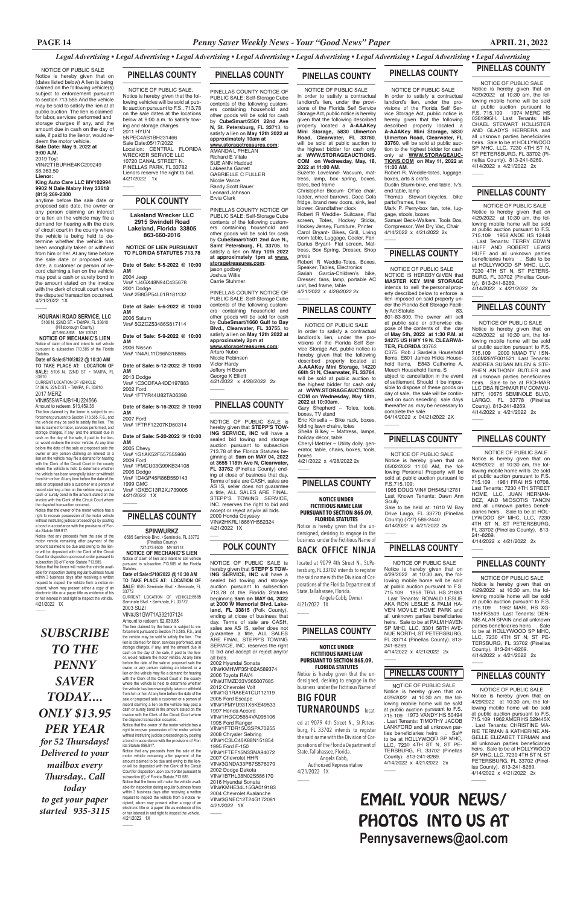*Legal Advertising • Legal Advertising • Legal Advertising • Legal Advertising • Legal Advertising • Legal Advertising • Legal Advertising • Legal Advertising*

NOTICE OF PUBLIC SALE

Notice is hereby given that on (dates listed below) A lien is being claimed on the following vehicle(s) subject to enforcement pursuant to section 713.585 And the vehicle may be sold to satisfy the lien at at public auction. The lien is claimed for labor, services performed and storage charges if any, and the amount due in cash on the day of sale, if paid to the lienor, would redeem the motor vehicle.

**Sale Date: May 9, 2022 at 9:00 A.M.**

2019 Toyt

VIN#2T1BURHE4KC209249

$8,363.50

**Lienor:**

**King Auto Care LLC MV102994 9902 N Dale Mabry Hwy 33618 (813) 269-2300**

anytime before the sale date or proposed sale date, the owner or any person claiming an interest or a lien on the vehicle may file a demand for hearing with the clerk of circuit court in the county where the vehicle is held to determine whether the vehicle has been wrongfully taken or withheld from him or her. At any time before the sale date or proposed sale date, a customer or a person of record claiming a lien on the vehicle may post a cash or surety bond in the amount stated on the invoice with the clerk of circuit court where the disputed transaction occurred.

4/21/2022 1X

**HOURANI ROAD SERVICE, LLC**

5106 N. 22ND ST. • TAMPA, FL 33610
(Hillsborough County)
407-860-8698 MV 105247

**NOTICE OF MECHANIC'S LIEN**

Notice of claim of lien and intent to sell vehicle pursuant to subsection 713.585 of the Florida Statutes.

**Date of Sale:5/10/2022 @ 10:30 AM TO TAKE PLACE AT: LOCATION OF SALE:** 5106 N. 22ND ST. • TAMPA, FL 33610

CURRENT LOCATION OF VEHICLE:
5106 N. 22ND ST. • TAMPA, FL 33610

2017 MERZ

VIN#55SWF4JB1HU224566

Amount to redeem: $13,459.38

The lien claimed by the lienor is subject to enforcement pursuant to Section 713.585, F.S., and the vehicle may be sold to satisfy the lien. The lien is claimed for labor, services performed, and storage charges, if any, and the amount due in cash on the day of the sale, if paid to the lienor, would redeem the motor vehicle. At any time before the date of the sale or proposed sale the owner or any person claiming an interest or a lien on the vehicle may file a demand for hearing with the Clerk of the Circuit Court in the county where the vehicle is held to determine whether the vehicle has been wrongfully taken or withheld from him or her. At any time before the date of the sale or proposed sale a customer or a person of record claiming a lien on the vehicle may post a cash or surety bond in the amount stated on the invoice with the Clerk of the Circuit Court where the disputed transaction occurred.

Notice that the owner of the motor vehicle has a right to recover possession of the motor vehicle without instituting judicial proceedings by posting a bond in accordance with the provisions of Florida Statute 559.917.

Notice that any proceeds from the sale of the motor vehicle remaining after payment of the amount claimed to be due and owing to the lienor will be deposited with the Clerk of the Circuit Court for disposition upon court order pursuant to subsection (6) of Florida Statute 713.585.

Notice that the lienor will make the vehicle available for inspection during regular business hours within 3 business days after receiving a written request to inspect the vehicle from a notice recipient, whom may present either a copy of an electronic title or a paper title as evidence of his or her interest in and right to inspect the vehicle.

4/21/2022 1X

***SUBSCRIBE TO THE PENNY SAVER TODAY.... ONLY $13.95 PER YEAR***
***for 52 Thursdays! Delivered to your mailbox every Thursday.. Call today to get your paper started 935-3115***

## PINELLAS COUNTY

NOTICE OF PUBLIC SALE.

Notice is hereby given that the following vehicles will be sold at public auction pursuant to F.S., 713.78 on the sale dates at the locations below at 9:00 a.m. to satisfy towing and storage charges.

2011 HYUN

5NPEC4AB1BH231466

Sale Date:05/17/2022

Location: CENTRAL FLORIDA WRECKER SERVICE LLC 10720 CANAL STREET N. PINELLAS PARK, FL 33782

Lienors reserve the right to bid.

4/21/2022 1x

## POLK COUNTY

**Lakeland Wrecker LLC**
**2915 Swindell Road**
**Lakeland, Florida 33805**
**863-660-2016**

**NOTICE OF LIEN PURSUANT TO FLORIDA STATUTES 713.78**

**Date of Sale: 5-5-2022 @ 10:00 AM**

2004 Jeep
Vin# 1J4GX48N94C435678
2001 Dodge
Vin# 2B8GP54L01R181132

**Date of Sale: 5-6-2022 @ 10:00 AM**

2006 Saturn
Vin# 5GZCZ53486S817114

**Date of Sale: 5-9-2022 @ 10:00 AM**

2006 Nissan
Vin# 1N4AL11D96N318865

**Date of Sale: 5-12-2022 @ 10:00 AM**

2013 Dodge
Vin# 1C3CDFAA4DD197883
2002 Ford
Vin# 1FTYR44U82TA06398

**Date of Sale: 5-16-2022 @ 10:00 AM**

2007 Ford
Vin# 1FTRF12207KD60314

**Date of Sale: 5-20-2022 @ 10:00 AM**

2005 Chevy
Vin# 1G1AK52F557555966
2009 Ford
Vin# 1FMCU03G99KB34108
2006 Dodge
Vin# 1D4GP45R86B559143
1999 GMC
Vin# 1GKEC13R2XJ739005

4/21/2022 1X

## PINELLAS COUNTY

**SPINWURKZ**

6585 Seminole Blvd. • Seminole, FL 33772
(Pinellas County)
727-273-9500 MV 92718

**NOTICE OF MECHANIC'S LIEN**

Notice of claim of lien and intent to sell vehicle pursuant to subsection 713.585 of the Florida Statutes.

**Date of Sale:5/10/2022 @ 10:30 AM TO TAKE PLACE AT: LOCATION OF SALE:** 6585 Seminole Blvd. • Seminole, FL 33772

CURRENT LOCATION OF VEHICLE:6585 Seminole Blvd. • Seminole, FL 33772

2003 SUZI

VIN#JS1GW71A332107124

Amount to redeem: $2,039.88

The lien claimed by the lienor is subject to enforcement pursuant to Section 713.585, F.S., and the vehicle may be sold to satisfy the lien. The lien is claimed for labor, services performed, and storage charges, if any, and the amount due in cash on the day of the sale, if paid to the lienor, would redeem the motor vehicle. At any time before the date of the sale or proposed sale the owner or any person claiming an interest or a lien on the vehicle may file a demand for hearing with the Clerk of the Circuit Court in the county where the vehicle is held to determine whether the vehicle has been wrongfully taken or withheld from him or her. At any time before the date of the sale or proposed sale a customer or a person of record claiming a lien on the vehicle may post a cash or surety bond in the amount stated on the invoice with the Clerk of the Circuit Court where the disputed transaction occurred.

Notice that the owner of the motor vehicle has a right to recover possession of the motor vehicle without instituting judicial proceedings by posting a bond in accordance with the provisions of Florida Statute 559.917.

Notice that any proceeds from the sale of the motor vehicle remaining after payment of the amount claimed to be due and owing to the lienor will be deposited with the Clerk of the Circuit Court for disposition upon court order pursuant to subsection (6) of Florida Statute 713.585.

Notice that the lienor will make the vehicle available for inspection during regular business hours within 3 business days after receiving a written request to inspect the vehicle from a notice recipient, whom may present either a copy of an electronic title or a paper title as evidence of his or her interest in and right to inspect the vehicle.

4/21/2022 1X

## PINELLAS COUNTY

PINELLAS COUNTY NOTICE OF PUBLIC SALE: Self-Storage Cube contents of the following customers containing household and other goods will be sold for cash by **CubeSmart/2501 22nd Ave N, St. Petersburg, FL 33713**, to satisfy a lien on **May 12th 2022 at approximately 10am at www.storagetreasures.com**:

AMANDA L PHELAN
Richard E Vitale
SUE ANN Haddad
Lakeesha Garrett
GABRIELLE C FULLER
Nicole Vance
Randy Scott Bauer
Leonard Johnson
Ervia Clark

PINELLAS COUNTY NOTICE OF PUBLIC SALE: Self-Storage Cube contents of the following customers containing household and other goods will be sold for cash by **CubeSmart/1501 2nd Ave N., Saint Petersburg, FL 33705**, to satisfy a lien on **May 10th 2022 at approximately 1pm at www.storagetreasures.com**:

jason godbey
Joshua Willis
Carrie Stuhmer

PINELLAS COUNTY NOTICE OF PUBLIC SALE: Self-Storage Cube contents of the following customers containing household and other goods will be sold for cash by **CubeSmart/1660 Gulf to Bay Blvd., Clearwater, FL 33755**, to satisfy a lien on **May 12th 2022 at approximately 2pm at www.storagetreasures.com**:

Arturo Nube
Nicole Robinson
Victor Hardy
Jeffery H Bourn
George K Elliott

4/21/2022 x 4/28/2022 2x

## PINELLAS COUNTY

NOTICE OF PUBLIC SALE is hereby given that **STEPP'S TOWING SERVICE, INC** will have a sealed bid towing and storage auction pursuant to subsection 713.78 of the Florida Statutes beginning at **9am on MAY 04, 2022 at 3655 118th Ave N, Clearwater, FL 33762** (Pinellas County) ending at close of business that day. Terms of sale are CASH, sales are AS IS, seller does not guarantee a title, ALL SALES ARE FINAL. STEPP'S TOWING SERVICE, INC. reserves the right to bid and accept or reject any/or all bids.

2000 Honda Odyssey
VIN#2HKRL1866YH552324

4/21/2022 1X

## POLK COUNTY

NOTICE OF PUBLIC SALE is hereby given that **STEPP'S TOWING SERVICE, INC** will have a sealed bid towing and storage auction pursuant to subsection 713.78 of the Florida Statutes beginning **8am on MAY 04, 2022 at 2000 W Memorial Blvd. Lakeland, FL 33815** (Polk County), ending at close of business that day. Terms of sale are CASH, sales are AS IS, seller does not guarantee a title, ALL SALES ARE FINAL. STEPP'S TOWING SERVICE, INC. reserves the right to bid and accept or reject any/or all bids.

2002 Hyundai Sonata
VIN#KMHWF35H02A589374
2006 Toyota RAV4
VIN#JTMZD33V365007685
2012 Chevrolet Volt
VIN#1G1RA6E41CU112119
2005 Ford Escape
VIN#1FMYU931X5KE49533
1997 Honda Accord
VIN#1HGCD5654VA096106
1995 Ford Ranger
VIN#1FTDR15U3SPA70255
2008 Chrysler Sebring
VIN#1C3LC46K88N151854
1995 Ford F-150
VIN#1FTEF15N3SNA94072
2007 Chevrolet HHR
VIN#3GNDA33P87S576079
2002 Dodge Dakota
VIN#1B7HL38N02S586170
2016 Hyundai Sonata
VIN#KMHE34L15GA019183
2004 Chevrolet Avalanche
VIN#3GNEC12T24G172081

4/21/2022 1X

## PINELLAS COUNTY

NOTICE OF PUBLIC SALE

In order to satisfy a contractual landlord's lien, under the provisions of the Florida Self Service Storage Act, public notice is hereby given that the following described property located a **A-AAAKey Mini Storage, 5830 Ulmerton Road, Clearwater, FL 33760**, will be sold at public auction to the highest bidder for cash only at **WWW.STORAGEAUCTIONS.COM on Wednesday, May, 18, 2022 at 11:00 AM**.

Suzette Loveland- Vacuum, mattress, lamp, box spring, boxes, totes, bed frame

Christopher Biccum- Office chair, ladder, wheel barrows, Coca Cola fridge, brand new doors, sink, leaf blower, Grandfather clock

Robert R Weddle- Suitcase, Flat screen, Totes, Hockey Sticks, Hockey Jersey, Furniture, Printer

Carol Bryant- Bikes, Grill, Living room table, Luggage, Cooler, Fan

Darius Bryant- Flat screen, Mattress, Box Spring, Dresser, Shop press

Robert R Weddle-Totes, Boxes, Speaker, Tables, Electronics

Sariah Garcia-Children's bike, Dresser, fans, lamp, portable AC unit, bed frame, table

4/21/2022 x 4/28/2022 2x

## PINELLAS COUNTY

NOTICE OF PUBLIC SALE

In order to satisfy a contractual landlord's lien, under the provisions of the Florida Self Service Storage Act, public notice is hereby given that the following described property located at **A-AAAKey Mini Storage, 14220 66th St N, Clearwater, FL 33764**, will be sold at public auction to the highest bidder for cash only at **WWW.STORAGEAUCTIONS.COM on Wednesday, May 18th, 2022 at 10:00am**.

Gary Shepherd – Totes, tools, boxes, TV stand

Eric Kinsella – Bike rack, boxes, folding lawn chairs, totes

Sheila Bilkey – Mattress, lamps, holiday décor, table

Cheryl Metzler – Utility dolly, generator, table, chairs, boxes, tools, boxes

4/21/2022 x 4/28/2022 2x

## PINELLAS COUNTY

**NOTICE UNDER FICTITIOUS NAME LAW PURSUANT TO SECTION 865.09, FLORIDA STATUTES**

Notice is hereby given that the undersigned, desiring to engage in the business under the Fictitious Name of

**BACK OFFICE NINJA**

located at 9079 4th Street N., St.Petersburg, FL 33702 intends to register the said name with the Division of Corporations of the Florida Department of State, Tallahassee, Florida.

Angela Cobb, Owner

4/21/2022 1X

## PINELLAS COUNTY

**NOTICE UNDER FICTITIOUS NAME LAW PURSUANT TO SECTION 865.09, FLORIDA STATUTES**

Notice is hereby given that the undersigned, desiring to engage in the business under the Fictitious Name of

**BIG FOUR TURNAROUNDS** located at 9079 4th Street N., St.Petersburg, FL 33702 intends to register the said name with the Division of Corporations of the Florida Department of State, Tallahassee, Florida.

Angela Cobb,
Authorized Representative

4/21/2022 1X

## PINELLAS COUNTY

NOTICE OF PUBLIC SALE

In order to satisfy a contractual landlord's lien, under the provisions of the Florida Self Service Storage Act, public notice is hereby given that the following described property located a **A-AAAKey Mini Storage, 5830 Ulmerton Road, Clearwater, FL 33760**, will be sold at public auction to the highest bidder for cash only at **WWW.STORAGEAUCTIONS.COM on May 11, 2022 at 11:00 AM**.

Robert R. Weddle-totes, luggage, boxes, arts & crafts

Dustin Sturm-bike, end table, tv's, end table, lamp

Thomas Stewart-bicycles, bike parts/frames, tires

Mark P. Perry-box fan, tote, luggage, stools, boxes

Samuel Beck-Walkers, Tools Box, Compressor, Wet Dry Vac, Chair

4/14/2022 x 4/21/2022 2x

## PINELLAS COUNTY

NOTICE OF PUBLIC SALE

NOTICE IS HEREBY GIVEN that **MASTER KEY MINI STORAGE** intends to sell the personal property described below to enforce a lien imposed on said property under the Florida Self Storage Facility Act Statute 83. 801-83-809. The owner will sell at public sale or otherwise dispose of the contents of the day of **May 5th, 2022 at 1:30 P.M. at 24275 US HWY 19 N. CLEARWATER, FLORIDA** 33763

C375 Rob J Sardella Household Items, E801 James Hicks Household Items, E843 Catherine A. Meech Household Items. S

ubject to cancellation in the event of settlement. Should it be impossible to dispose of these goods on day of sale, the sale will be continued on such seceding sale days thereafter as may be necessary to complete the sale.

04/14/2022 x 04/21/2022 2X

## PINELLAS COUNTY

NOTICE OF PUBLIC SALE

Notice is hereby given that on 05/02/2022 11:00 AM, the following Personal Property will be sold at public auction pursuant to F.S.715.109:

1965 DOUG VIN# DH545J12781 Last Known Tenants: Dawn Ann Scully

Sale to be held at: 1610 W Bay Drive Largo, FL 33770 (Pinellas County) (727) 586-2440

4/14/2022 x 4/21/2022 2x

## PINELLAS COUNTY

NOTICE OF PUBLIC SALE

Notice is hereby given that on 4/29/2022 at 10:30 am, the following mobile home will be sold at public auction pursuant to F.S. 715.109 1959 TRVL HS 21881 . Last Tenants: RONALD LESLIE AKA RON LESLIE & PALM HAVEN MOVILE HOME PARK and all unknown parties beneficiaries heirs. Sale to be at PALM HAVEN SP MHC, LLC, 3301 58TH AVENUE NORTH, ST PETERSBURG, FL 33714 (Pinellas County). 813-241-8269.

4/14/2022 x 4/21/2022 2x

## PINELLAS COUNTY

NOTICE OF PUBLIC SALE

Notice is hereby given that on 4/29/2022 at 10:30 am, the following mobile home will be sold at public auction pursuant to F.S. 715.109 1973 VANDY HS 50494 . Last Tenants: TIMOTHY JACOB LANKFORD and all unknown parties beneficiaries heirs . Sale to be at HOLLYWOOD SP MHC, LLC, 7230 4TH ST N, ST PETERSBURG, FL 33702 (Pinellas County). 813-241-8269.

4/14/2022 x 4/21/2022 2x

## PINELLAS COUNTY

NOTICE OF PUBLIC SALE

Notice is hereby given that on 4/29/2022 at 10:30 am, the following mobile home will be sold at public auction pursuant to F.S. 715.109 1974 MERC HS 0361995H. Last Tenants: MICHAEL STEWART HOLLISTER AND GLADYS HERRERA and all unknown parties beneficiaries heirs. Sale to be at HOLLYWOOD SP MHC, LLC, 7230 4TH ST N, ST PETERSBURG, FL 33702 (Pinellas County). 813-241-8269.

4/14/2022 x 4/21/2022 2x

## PINELLAS COUNTY

NOTICE OF PUBLIC SALE

Notice is hereby given that on 4/29/2022 at 10:30 am, the following mobile home will be sold at public auction pursuant to F.S. 715.109 1958 ANDE HS 12448 . Last Tenants: TERRY EDWIN HUFF AND ROBERT LEWIS HUFF and all unknown parties beneficiaries heirs . Sale to be at HOLLYWOOD SP MHC, LLC, 7230 4TH ST N, ST PETERSBURG, FL 33702 (Pinellas County). 813-241-8269.

4/14/2022 x 4/21/2022 2x

## PINELLAS COUNTY

NOTICE OF PUBLIC SALE

Notice is hereby given that on 4/29/2022 at 10:30 am, the following mobile home will be sold at public auction pursuant to F.S. 715.109 2000 NMAD TV 1SN-300M26YF001521. Last Tenants: ANDREA SUSAN MILEN & STEPHEN ANTHONY BUTLER and all unknown parties beneficiaries heirs. Sale to be at RICHMAR LLC DBA RICHMAR RV COMMUNITY, 10675 SEMINOLE BLVD, LARGO, FL 33778 (Pinellas County). 813-241-8269.

4/14/2022 x 4/21/2022 2x

## PINELLAS COUNTY

NOTICE OF PUBLIC SALE

Notice is hereby given that on 4/29/2022 at 10:30 am, the following mobile home will b e sold at public auction pursuant to F.S. 715.109 1981 FRAI HS 10708. Last Tenants: 7230 4TH STREET HOME, LLC, JUAN HERNANDEZ, AND MIOSOTIS TANON and all unknown parties beneficiaries heirs . Sale to be at HOLLYWOOD SP MHC, LLC, 7230 4TH ST N, ST PETERSBURG, FL 33702 (Pinellas County). 813-241-8269.

4/14/2022 x 4/21/2022 2x

## PINELLAS COUNTY

NOTICE OF PUBLIC SALE

Notice is hereby given that on 4/29/2022 at 10:30 am, the following mobile home will be sold at public auction pursuant to F.S. 715.109 1962 MARL HS XG-155FKS509. Last Tenants: DENNIS ALAN SPAIN and all unknown parties beneficiaries heirs . Sale to be at HOLLYWOOD SP MHC, LLC, 7230 4TH ST N, ST PETERSBURG, FL 33702 (Pinellas County). 813-241-8269.

4/14/2022 x 4/21/2022 2x

## PINELLAS COUNTY

NOTICE OF PUBLIC SALE

Notice is hereby given that on 4/29/2022 at 10:30 am, the following mobile home will be sold at public auction pursuant to F.S. 715.109 1962 AMER HS 529445X . Last Tenants: CHRISTINE MARIE TERMAN & KATHERINE ANGELLE ELIZABET TERMAN and all unknown parties beneficiaries heirs. Sale to be at HOLLYWOOD SP MHC, LLC, 7230 4TH ST N, ST PETERSBURG, FL 33702 (Pinellas County). 813-241-8269.

4/14/2022 x 4/21/2022 2x

**EMAIL YOUR NEWS/ PHOTOS INTO US AT**
**Pennysavernews@aol.com**